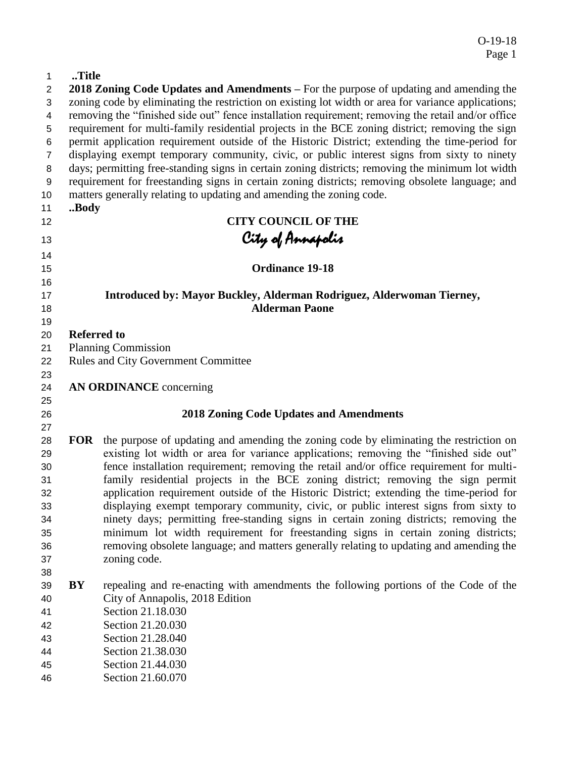**..Title**

**2018 Zoning Code Updates and Amendments –** For the purpose of updating and amending the zoning code by eliminating the restriction on existing lot width or area for variance applications; removing the "finished side out" fence installation requirement; removing the retail and/or office requirement for multi-family residential projects in the BCE zoning district; removing the sign permit application requirement outside of the Historic District; extending the time-period for displaying exempt temporary community, civic, or public interest signs from sixty to ninety days; permitting free-standing signs in certain zoning districts; removing the minimum lot width requirement for freestanding signs in certain zoning districts; removing obsolete language; and matters generally relating to updating and amending the zoning code.

**..Body**

**CITY COUNCIL OF THE**

*City of Annapolis*

**Ordinance 19-18**

**Introduced by: Mayor Buckley, Alderman Rodriguez, Alderwoman Tierney, Alderman Paone**

**Referred to**

Planning Commission

Rules and City Government Committee

**AN ORDINANCE** concerning

**2018 Zoning Code Updates and Amendments**

**FOR** the purpose of updating and amending the zoning code by eliminating the restriction on existing lot width or area for variance applications; removing the "finished side out" fence installation requirement; removing the retail and/or office requirement for multi-family residential projects in the BCE zoning district; removing the sign permit application requirement outside of the Historic District; extending the time-period for displaying exempt temporary community, civic, or public interest signs from sixty to ninety days; permitting free-standing signs in certain zoning districts; removing the minimum lot width requirement for freestanding signs in certain zoning districts; removing obsolete language; and matters generally relating to updating and amending the zoning code.

**BY** repealing and re-enacting with amendments the following portions of the Code of the City of Annapolis, 2018 Edition

Section 21.18.030

Section 21.20.030

Section 21.28.040

Section 21.38.030

Section 21.44.030

Section 21.60.070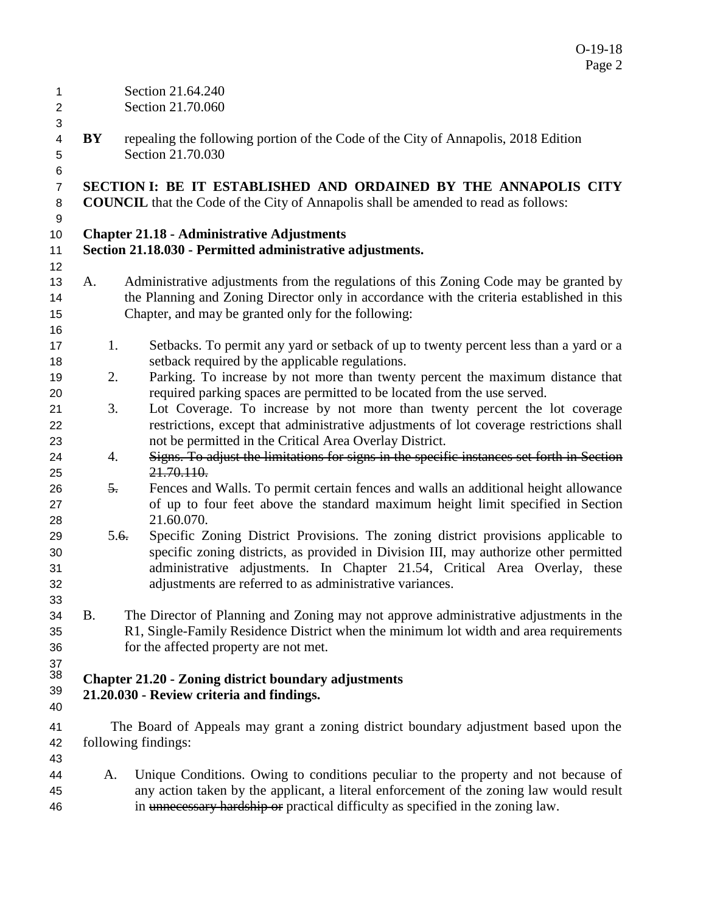Section 21.64.240
Section 21.70.060

**BY** repealing the following portion of the Code of the City of Annapolis, 2018 Edition
Section 21.70.030

**SECTION I: BE IT ESTABLISHED AND ORDAINED BY THE ANNAPOLIS CITY COUNCIL** that the Code of the City of Annapolis shall be amended to read as follows:

**Chapter 21.18 - Administrative Adjustments**
**Section 21.18.030 - Permitted administrative adjustments.**

A. Administrative adjustments from the regulations of this Zoning Code may be granted by the Planning and Zoning Director only in accordance with the criteria established in this Chapter, and may be granted only for the following:

1. Setbacks. To permit any yard or setback of up to twenty percent less than a yard or a setback required by the applicable regulations.
2. Parking. To increase by not more than twenty percent the maximum distance that required parking spaces are permitted to be located from the use served.
3. Lot Coverage. To increase by not more than twenty percent the lot coverage restrictions, except that administrative adjustments of lot coverage restrictions shall not be permitted in the Critical Area Overlay District.
4. ~~Signs. To adjust the limitations for signs in the specific instances set forth in Section 21.70.110.~~

~~5.~~ Fences and Walls. To permit certain fences and walls an additional height allowance of up to four feet above the standard maximum height limit specified in Section 21.60.070.

5.~~6.~~ Specific Zoning District Provisions. The zoning district provisions applicable to specific zoning districts, as provided in Division III, may authorize other permitted administrative adjustments. In Chapter 21.54, Critical Area Overlay, these adjustments are referred to as administrative variances.

B. The Director of Planning and Zoning may not approve administrative adjustments in the R1, Single-Family Residence District when the minimum lot width and area requirements for the affected property are not met.

**Chapter 21.20 - Zoning district boundary adjustments**
**21.20.030 - Review criteria and findings.**

The Board of Appeals may grant a zoning district boundary adjustment based upon the following findings:

A. Unique Conditions. Owing to conditions peculiar to the property and not because of any action taken by the applicant, a literal enforcement of the zoning law would result in ~~unnecessary hardship or~~ practical difficulty as specified in the zoning law.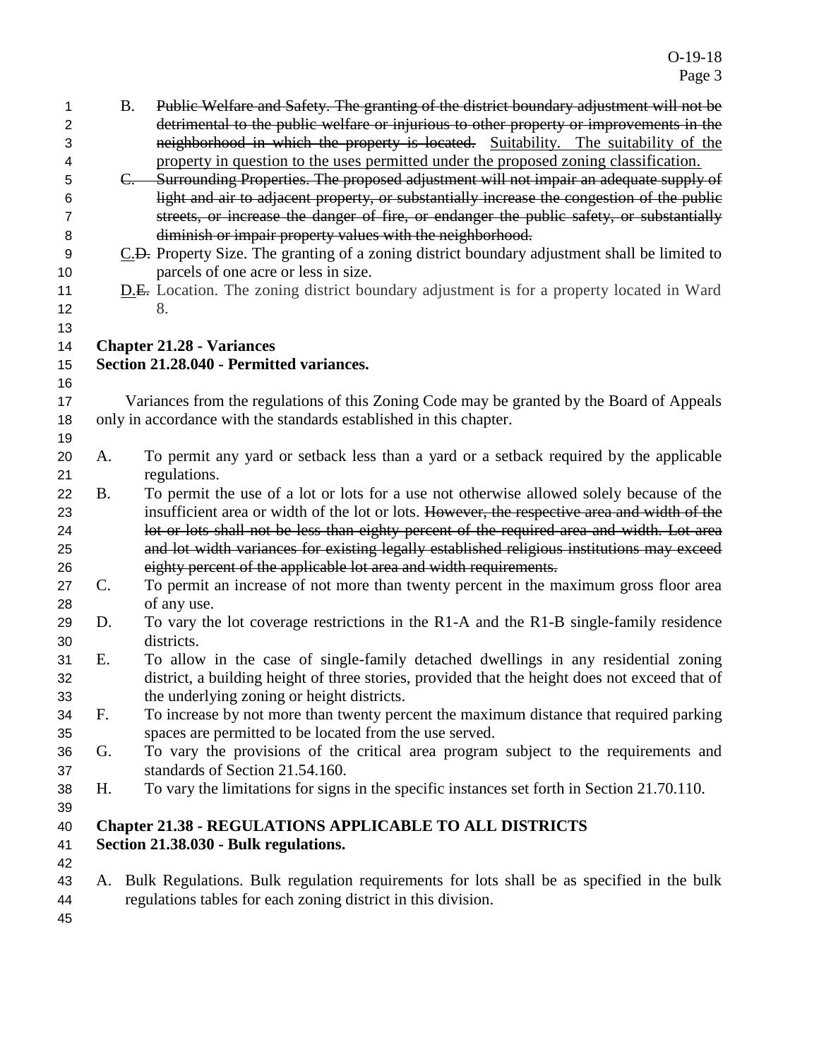B. ~~Public Welfare and Safety. The granting of the district boundary adjustment will not be detrimental to the public welfare or injurious to other property or improvements in the neighborhood in which the property is located.~~ <u>Suitability. The suitability of the property in question to the uses permitted under the proposed zoning classification.</u>

~~C. Surrounding Properties. The proposed adjustment will not impair an adequate supply of light and air to adjacent property, or substantially increase the congestion of the public streets, or increase the danger of fire, or endanger the public safety, or substantially diminish or impair property values with the neighborhood.~~

<u>C.</u>~~D.~~ Property Size. The granting of a zoning district boundary adjustment shall be limited to parcels of one acre or less in size.

<u>D.</u>~~E.~~ Location. The zoning district boundary adjustment is for a property located in Ward 8.

**Chapter 21.28 - Variances**
**Section 21.28.040 - Permitted variances.**

Variances from the regulations of this Zoning Code may be granted by the Board of Appeals only in accordance with the standards established in this chapter.

A. To permit any yard or setback less than a yard or a setback required by the applicable regulations.

B. To permit the use of a lot or lots for a use not otherwise allowed solely because of the insufficient area or width of the lot or lots. ~~However, the respective area and width of the lot or lots shall not be less than eighty percent of the required area and width. Lot area and lot width variances for existing legally established religious institutions may exceed eighty percent of the applicable lot area and width requirements.~~

C. To permit an increase of not more than twenty percent in the maximum gross floor area of any use.

D. To vary the lot coverage restrictions in the R1-A and the R1-B single-family residence districts.

E. To allow in the case of single-family detached dwellings in any residential zoning district, a building height of three stories, provided that the height does not exceed that of the underlying zoning or height districts.

F. To increase by not more than twenty percent the maximum distance that required parking spaces are permitted to be located from the use served.

G. To vary the provisions of the critical area program subject to the requirements and standards of Section 21.54.160.

H. To vary the limitations for signs in the specific instances set forth in Section 21.70.110.

**Chapter 21.38 - REGULATIONS APPLICABLE TO ALL DISTRICTS**
**Section 21.38.030 - Bulk regulations.**

A. Bulk Regulations. Bulk regulation requirements for lots shall be as specified in the bulk regulations tables for each zoning district in this division.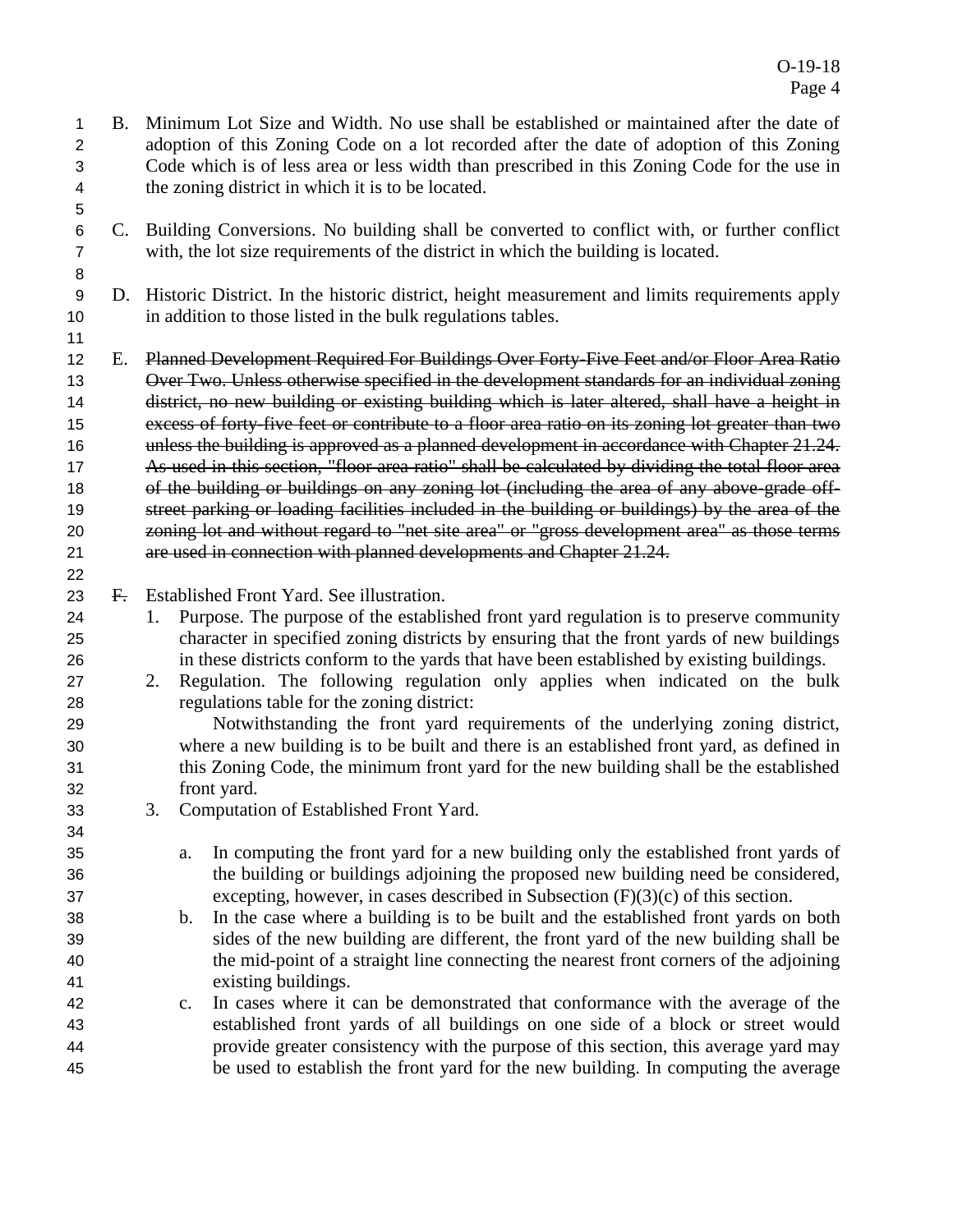B. Minimum Lot Size and Width. No use shall be established or maintained after the date of adoption of this Zoning Code on a lot recorded after the date of adoption of this Zoning Code which is of less area or less width than prescribed in this Zoning Code for the use in the zoning district in which it is to be located.

C. Building Conversions. No building shall be converted to conflict with, or further conflict with, the lot size requirements of the district in which the building is located.

D. Historic District. In the historic district, height measurement and limits requirements apply in addition to those listed in the bulk regulations tables.

E. ~~Planned Development Required For Buildings Over Forty-Five Feet and/or Floor Area Ratio Over Two. Unless otherwise specified in the development standards for an individual zoning district, no new building or existing building which is later altered, shall have a height in excess of forty-five feet or contribute to a floor area ratio on its zoning lot greater than two unless the building is approved as a planned development in accordance with Chapter 21.24. As used in this section, "floor area ratio" shall be calculated by dividing the total floor area of the building or buildings on any zoning lot (including the area of any above-grade off-street parking or loading facilities included in the building or buildings) by the area of the zoning lot and without regard to "net site area" or "gross development area" as those terms are used in connection with planned developments and Chapter 21.24.~~

~~F.~~ Established Front Yard. See illustration.

1. Purpose. The purpose of the established front yard regulation is to preserve community character in specified zoning districts by ensuring that the front yards of new buildings in these districts conform to the yards that have been established by existing buildings.
2. Regulation. The following regulation only applies when indicated on the bulk regulations table for the zoning district:

   Notwithstanding the front yard requirements of the underlying zoning district, where a new building is to be built and there is an established front yard, as defined in this Zoning Code, the minimum front yard for the new building shall be the established front yard.
3. Computation of Established Front Yard.

   a. In computing the front yard for a new building only the established front yards of the building or buildings adjoining the proposed new building need be considered, excepting, however, in cases described in Subsection (F)(3)(c) of this section.

   b. In the case where a building is to be built and the established front yards on both sides of the new building are different, the front yard of the new building shall be the mid-point of a straight line connecting the nearest front corners of the adjoining existing buildings.

   c. In cases where it can be demonstrated that conformance with the average of the established front yards of all buildings on one side of a block or street would provide greater consistency with the purpose of this section, this average yard may be used to establish the front yard for the new building. In computing the average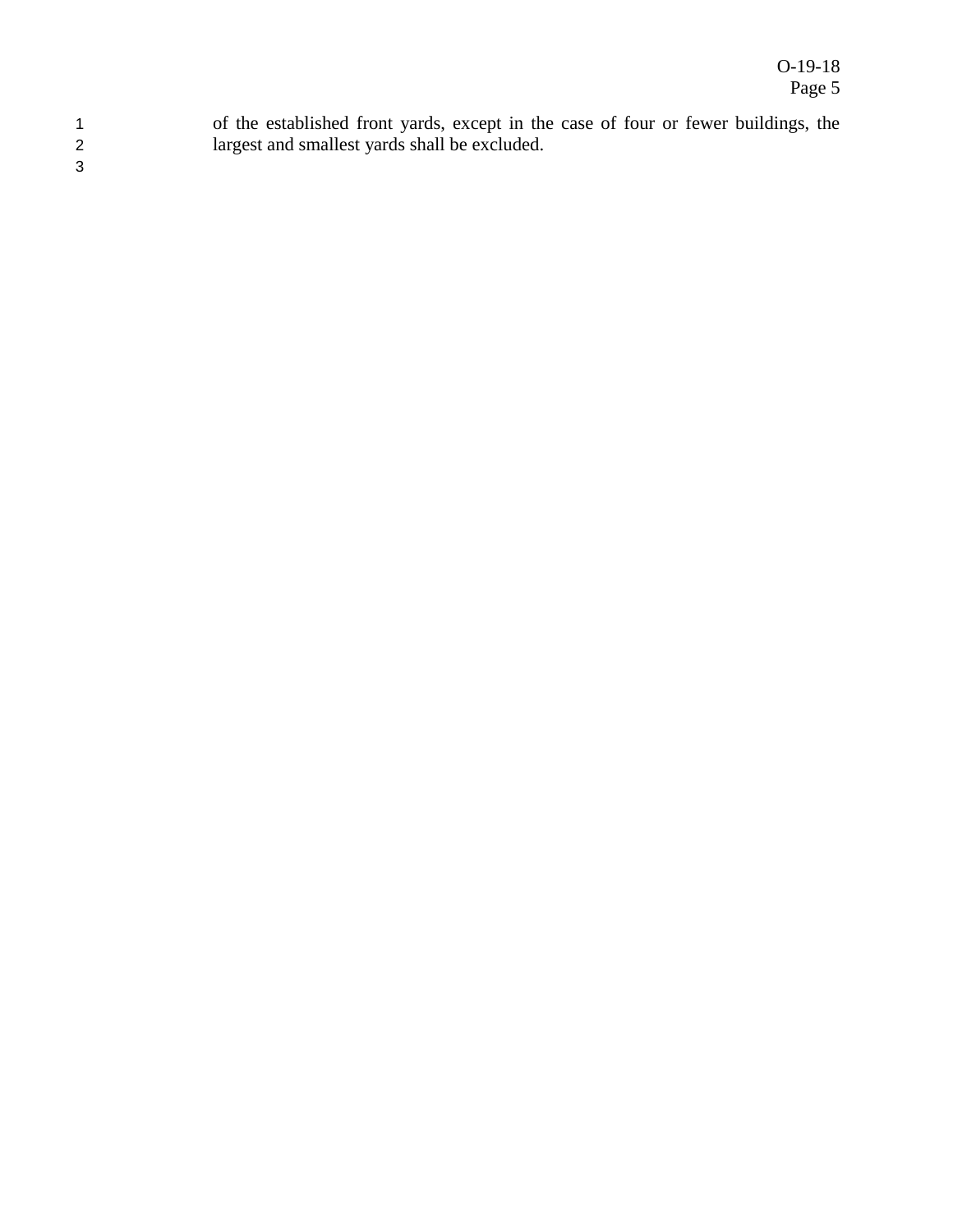of the established front yards, except in the case of four or fewer buildings, the largest and smallest yards shall be excluded.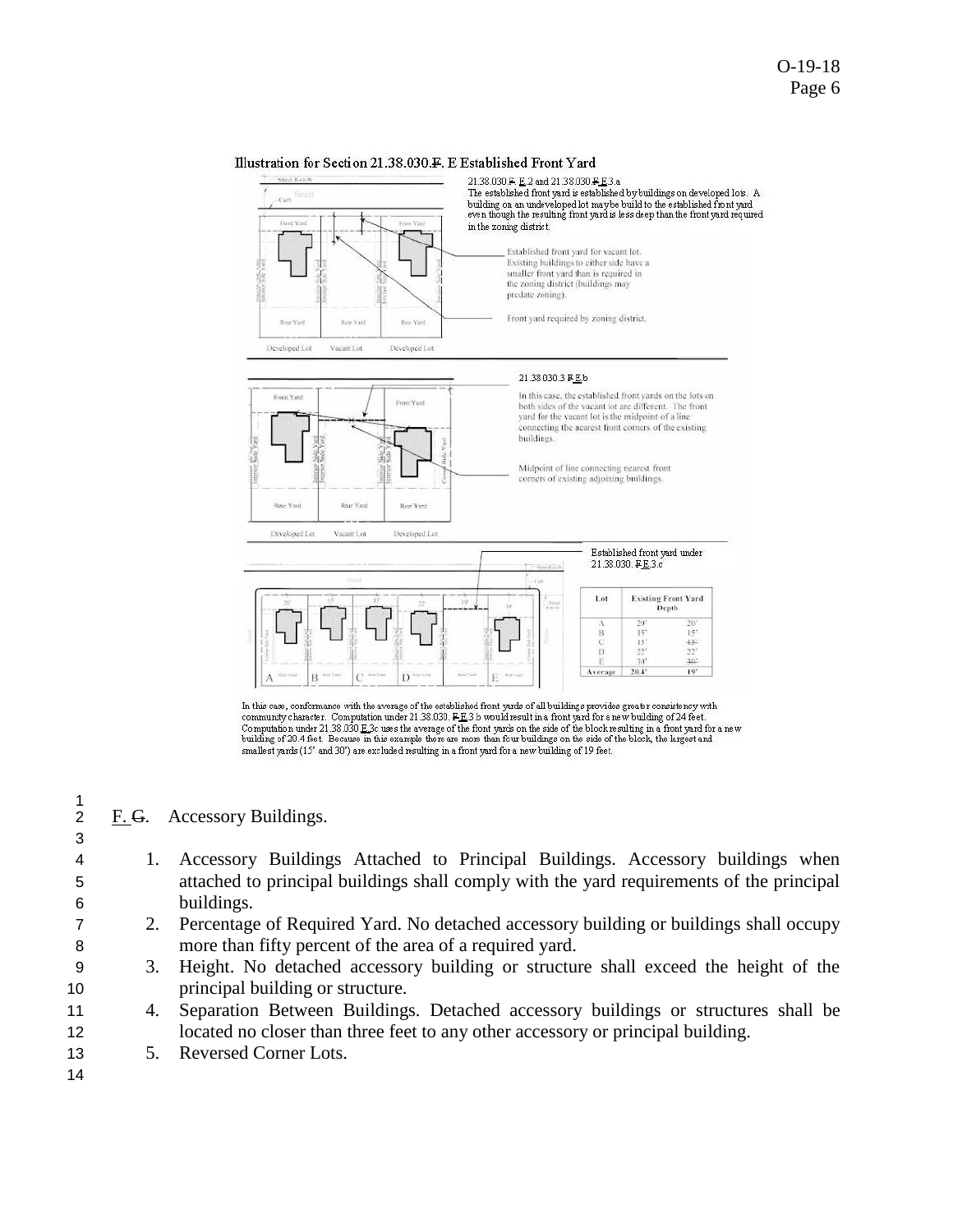Illustration for Section 21.38.030.~~F~~. E Established Front Yard

21.38.030.~~F~~. E.2 and 21.38.030.~~F~~.E.3.a
The established front yard is established by buildings on developed lots. A building on an undeveloped lot may be build to the established front yard even though the resulting front yard is less deep than the front yard required in the zoning district.

Established front yard for vacant lot. Existing buildings to either side have a smaller front yard than is required in the zoning district (buildings may predate zoning).

Front yard required by zoning district.

21.38.030.3.~~F~~.E.b
In this case, the established front yards on the lots on both sides of the vacant lot are different. The front yard for the vacant lot is the midpoint of a line connecting the nearest front corners of the existing buildings.

Midpoint of line connecting nearest front corners of existing adjoining buildings.

Established front yard under 21.38.030.~~F~~.E.3.c

| Lot | Existing Front Yard Depth | |
|---|---|---|
| A | 20' | 20' |
| B | 15' | 15' |
| C | 15' | ~~15'~~ |
| D | 22' | 22' |
| E | 30' | ~~30'~~ |
| Average | 20.4' | 19' |

In this case, conformance with the average of the established front yards of all buildings provides greater consistency with community character. Computation under 21.38.030.~~F~~.E.3.b would result in a front yard for a new building of 24 feet. Computation under 21.38.030.E.3c uses the average of the front yards on the side of the block resulting in a front yard for a new building of 20.4 feet. Because in this example there are more than four buildings on the side of the block, the largest and smallest yards (15' and 30') are excluded resulting in a front yard for a new building of 19 feet.

F. ~~G~~. Accessory Buildings.

1. Accessory Buildings Attached to Principal Buildings. Accessory buildings when attached to principal buildings shall comply with the yard requirements of the principal buildings.
2. Percentage of Required Yard. No detached accessory building or buildings shall occupy more than fifty percent of the area of a required yard.
3. Height. No detached accessory building or structure shall exceed the height of the principal building or structure.
4. Separation Between Buildings. Detached accessory buildings or structures shall be located no closer than three feet to any other accessory or principal building.
5. Reversed Corner Lots.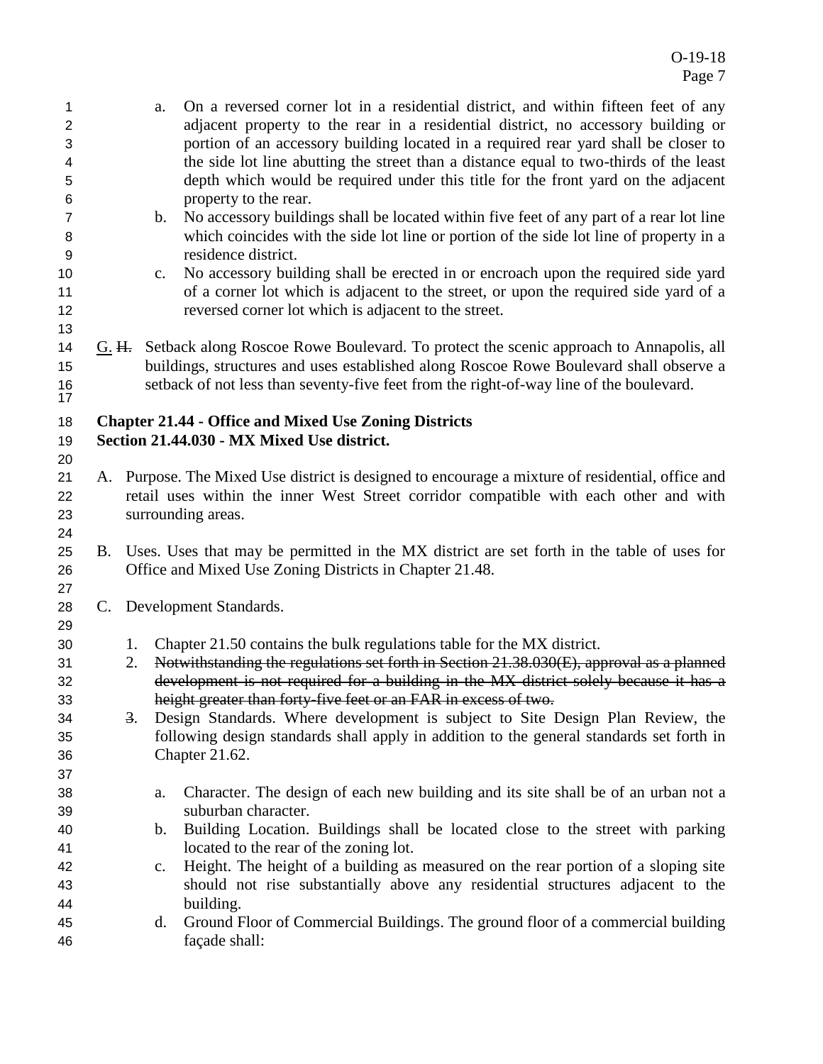a. On a reversed corner lot in a residential district, and within fifteen feet of any adjacent property to the rear in a residential district, no accessory building or portion of an accessory building located in a required rear yard shall be closer to the side lot line abutting the street than a distance equal to two-thirds of the least depth which would be required under this title for the front yard on the adjacent property to the rear.

b. No accessory buildings shall be located within five feet of any part of a rear lot line which coincides with the side lot line or portion of the side lot line of property in a residence district.

c. No accessory building shall be erected in or encroach upon the required side yard of a corner lot which is adjacent to the street, or upon the required side yard of a reversed corner lot which is adjacent to the street.

<u>G.</u> ~~H.~~ Setback along Roscoe Rowe Boulevard. To protect the scenic approach to Annapolis, all buildings, structures and uses established along Roscoe Rowe Boulevard shall observe a setback of not less than seventy-five feet from the right-of-way line of the boulevard.

**Chapter 21.44 - Office and Mixed Use Zoning Districts**
**Section 21.44.030 - MX Mixed Use district.**

A. Purpose. The Mixed Use district is designed to encourage a mixture of residential, office and retail uses within the inner West Street corridor compatible with each other and with surrounding areas.

B. Uses. Uses that may be permitted in the MX district are set forth in the table of uses for Office and Mixed Use Zoning Districts in Chapter 21.48.

C. Development Standards.

1. Chapter 21.50 contains the bulk regulations table for the MX district.
2. ~~Notwithstanding the regulations set forth in Section 21.38.030(E), approval as a planned development is not required for a building in the MX district solely because it has a height greater than forty-five feet or an FAR in excess of two.~~
~~3.~~ Design Standards. Where development is subject to Site Design Plan Review, the following design standards shall apply in addition to the general standards set forth in Chapter 21.62.

   a. Character. The design of each new building and its site shall be of an urban not a suburban character.
   b. Building Location. Buildings shall be located close to the street with parking located to the rear of the zoning lot.
   c. Height. The height of a building as measured on the rear portion of a sloping site should not rise substantially above any residential structures adjacent to the building.
   d. Ground Floor of Commercial Buildings. The ground floor of a commercial building façade shall: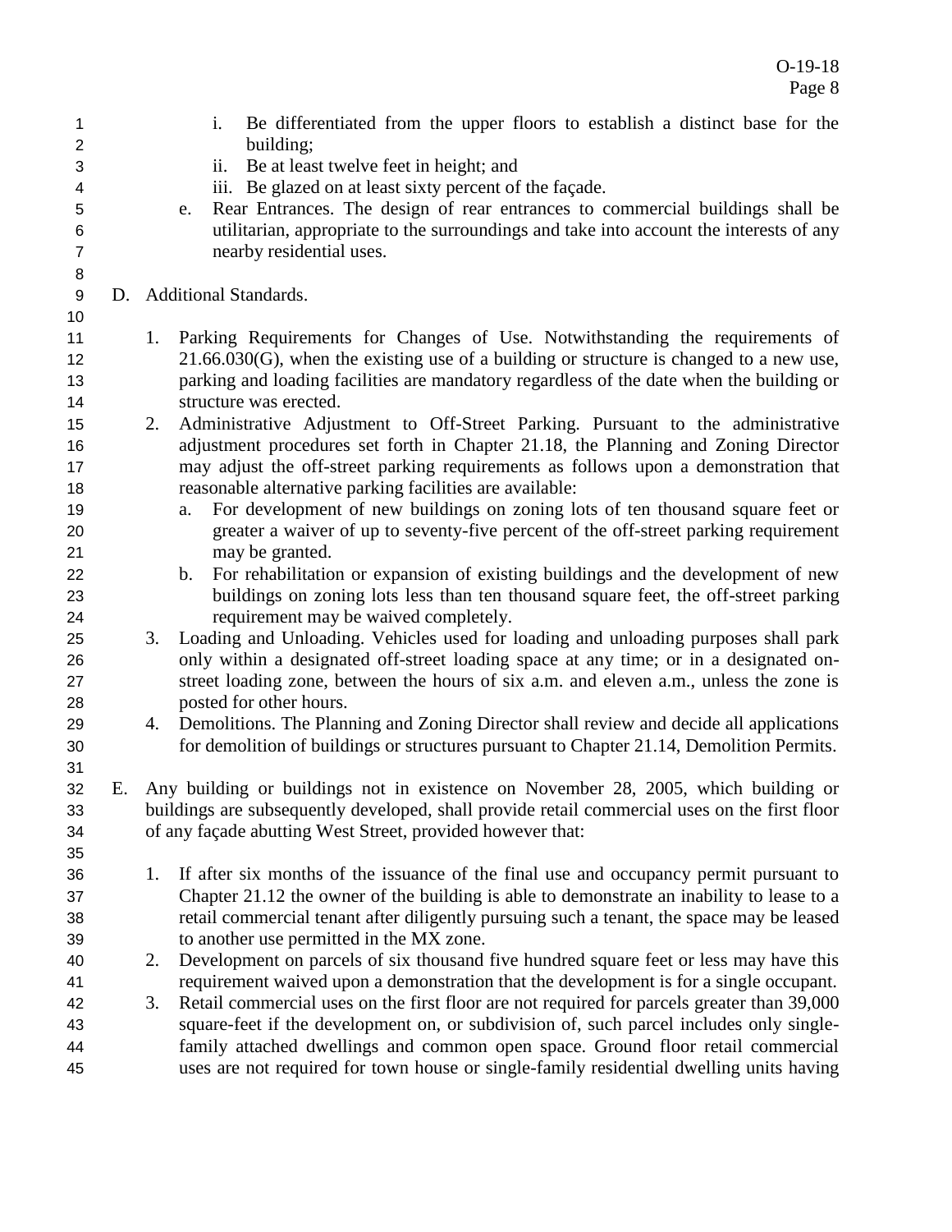i. Be differentiated from the upper floors to establish a distinct base for the building;
ii. Be at least twelve feet in height; and
iii. Be glazed on at least sixty percent of the façade.

e. Rear Entrances. The design of rear entrances to commercial buildings shall be utilitarian, appropriate to the surroundings and take into account the interests of any nearby residential uses.

D. Additional Standards.

1. Parking Requirements for Changes of Use. Notwithstanding the requirements of 21.66.030(G), when the existing use of a building or structure is changed to a new use, parking and loading facilities are mandatory regardless of the date when the building or structure was erected.
2. Administrative Adjustment to Off-Street Parking. Pursuant to the administrative adjustment procedures set forth in Chapter 21.18, the Planning and Zoning Director may adjust the off-street parking requirements as follows upon a demonstration that reasonable alternative parking facilities are available:
   a. For development of new buildings on zoning lots of ten thousand square feet or greater a waiver of up to seventy-five percent of the off-street parking requirement may be granted.
   b. For rehabilitation or expansion of existing buildings and the development of new buildings on zoning lots less than ten thousand square feet, the off-street parking requirement may be waived completely.
3. Loading and Unloading. Vehicles used for loading and unloading purposes shall park only within a designated off-street loading space at any time; or in a designated on-street loading zone, between the hours of six a.m. and eleven a.m., unless the zone is posted for other hours.
4. Demolitions. The Planning and Zoning Director shall review and decide all applications for demolition of buildings or structures pursuant to Chapter 21.14, Demolition Permits.

E. Any building or buildings not in existence on November 28, 2005, which building or buildings are subsequently developed, shall provide retail commercial uses on the first floor of any façade abutting West Street, provided however that:

1. If after six months of the issuance of the final use and occupancy permit pursuant to Chapter 21.12 the owner of the building is able to demonstrate an inability to lease to a retail commercial tenant after diligently pursuing such a tenant, the space may be leased to another use permitted in the MX zone.
2. Development on parcels of six thousand five hundred square feet or less may have this requirement waived upon a demonstration that the development is for a single occupant.
3. Retail commercial uses on the first floor are not required for parcels greater than 39,000 square-feet if the development on, or subdivision of, such parcel includes only single-family attached dwellings and common open space. Ground floor retail commercial uses are not required for town house or single-family residential dwelling units having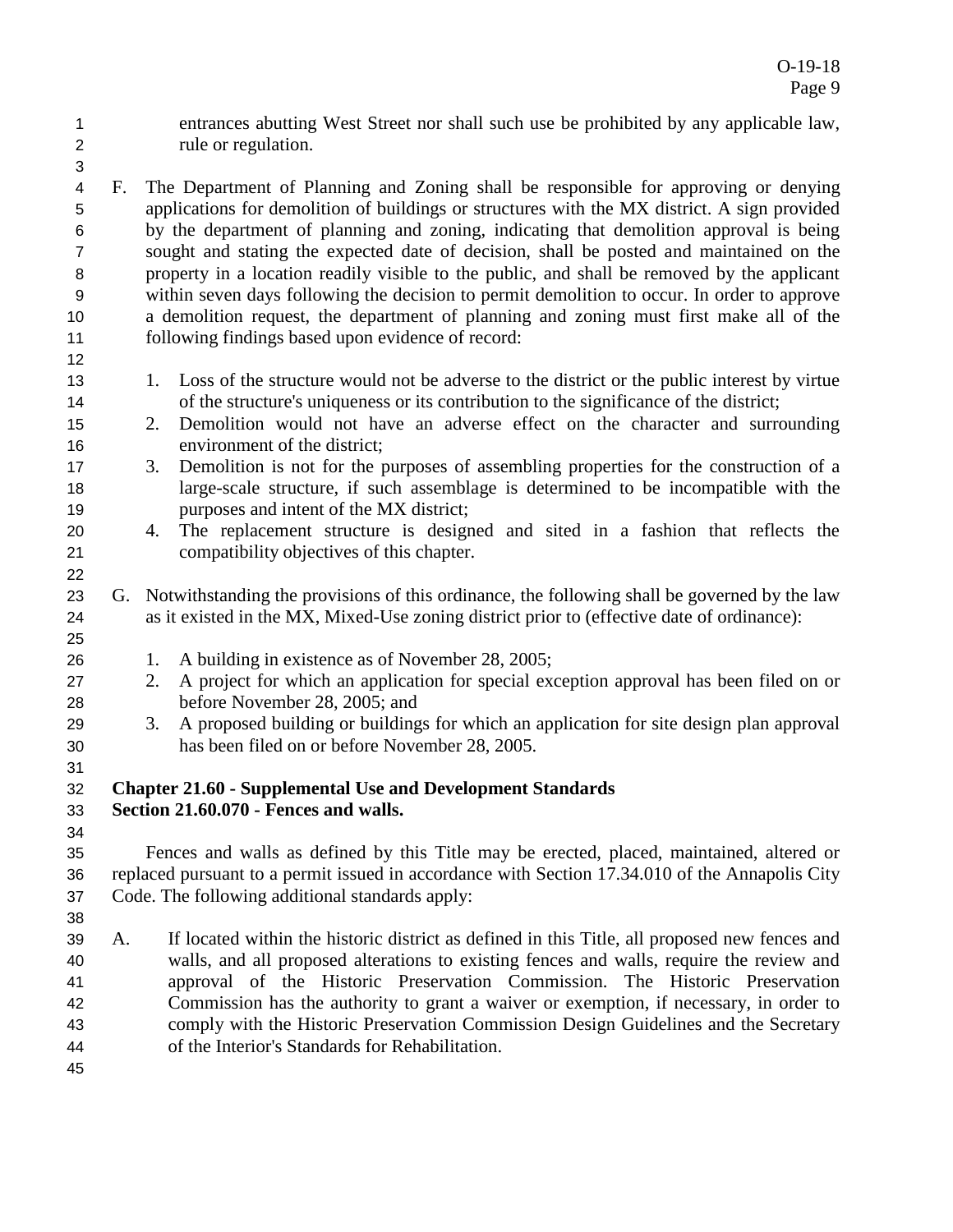entrances abutting West Street nor shall such use be prohibited by any applicable law, rule or regulation.

F. The Department of Planning and Zoning shall be responsible for approving or denying applications for demolition of buildings or structures with the MX district. A sign provided by the department of planning and zoning, indicating that demolition approval is being sought and stating the expected date of decision, shall be posted and maintained on the property in a location readily visible to the public, and shall be removed by the applicant within seven days following the decision to permit demolition to occur. In order to approve a demolition request, the department of planning and zoning must first make all of the following findings based upon evidence of record:

1. Loss of the structure would not be adverse to the district or the public interest by virtue of the structure's uniqueness or its contribution to the significance of the district;
2. Demolition would not have an adverse effect on the character and surrounding environment of the district;
3. Demolition is not for the purposes of assembling properties for the construction of a large-scale structure, if such assemblage is determined to be incompatible with the purposes and intent of the MX district;
4. The replacement structure is designed and sited in a fashion that reflects the compatibility objectives of this chapter.

G. Notwithstanding the provisions of this ordinance, the following shall be governed by the law as it existed in the MX, Mixed-Use zoning district prior to (effective date of ordinance):

1. A building in existence as of November 28, 2005;
2. A project for which an application for special exception approval has been filed on or before November 28, 2005; and
3. A proposed building or buildings for which an application for site design plan approval has been filed on or before November 28, 2005.

**Chapter 21.60 - Supplemental Use and Development Standards**
**Section 21.60.070 - Fences and walls.**

Fences and walls as defined by this Title may be erected, placed, maintained, altered or replaced pursuant to a permit issued in accordance with Section 17.34.010 of the Annapolis City Code. The following additional standards apply:

A. If located within the historic district as defined in this Title, all proposed new fences and walls, and all proposed alterations to existing fences and walls, require the review and approval of the Historic Preservation Commission. The Historic Preservation Commission has the authority to grant a waiver or exemption, if necessary, in order to comply with the Historic Preservation Commission Design Guidelines and the Secretary of the Interior's Standards for Rehabilitation.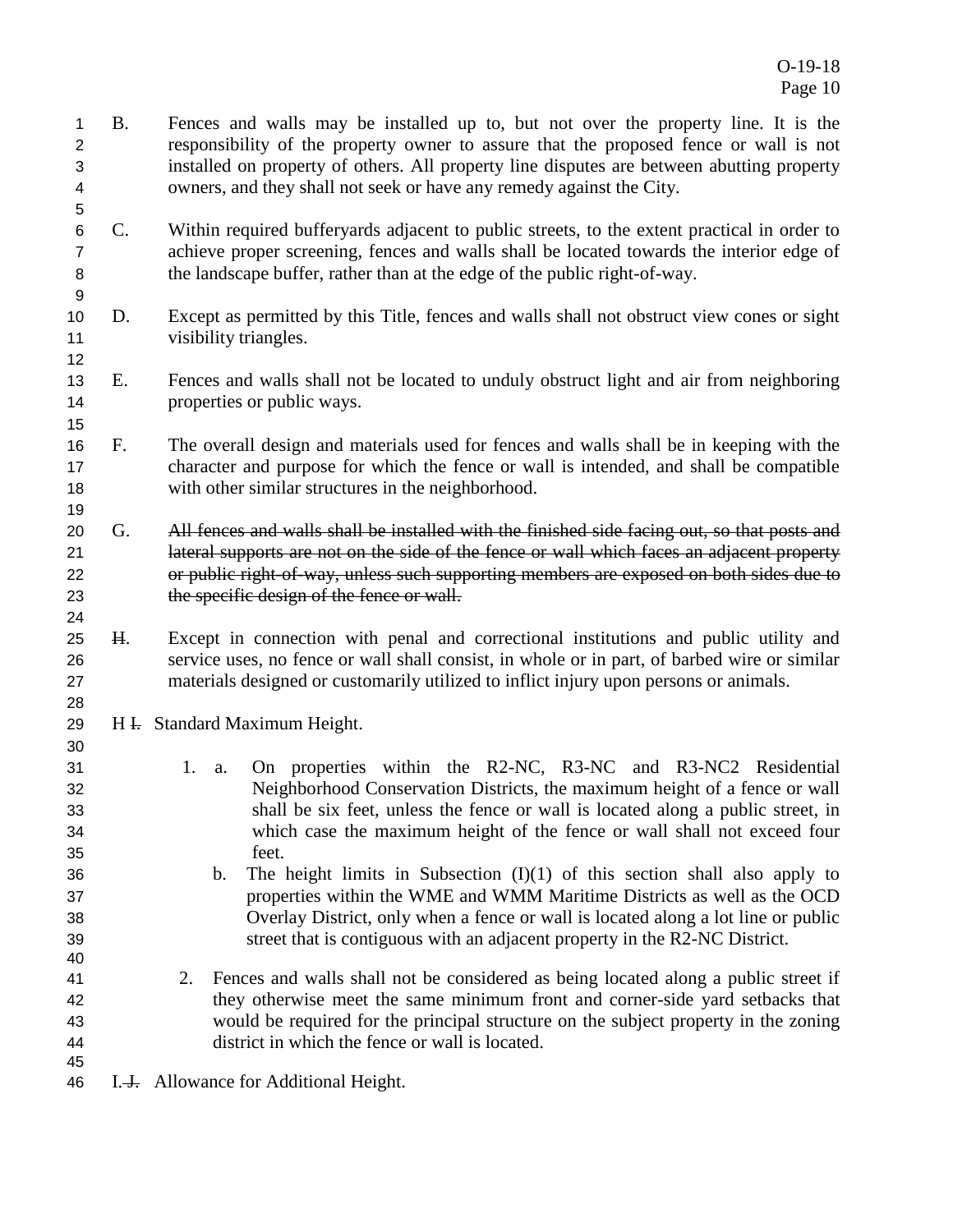B. Fences and walls may be installed up to, but not over the property line. It is the responsibility of the property owner to assure that the proposed fence or wall is not installed on property of others. All property line disputes are between abutting property owners, and they shall not seek or have any remedy against the City.

C. Within required bufferyards adjacent to public streets, to the extent practical in order to achieve proper screening, fences and walls shall be located towards the interior edge of the landscape buffer, rather than at the edge of the public right-of-way.

D. Except as permitted by this Title, fences and walls shall not obstruct view cones or sight visibility triangles.

E. Fences and walls shall not be located to unduly obstruct light and air from neighboring properties or public ways.

F. The overall design and materials used for fences and walls shall be in keeping with the character and purpose for which the fence or wall is intended, and shall be compatible with other similar structures in the neighborhood.

G. ~~All fences and walls shall be installed with the finished side facing out, so that posts and lateral supports are not on the side of the fence or wall which faces an adjacent property or public right-of-way, unless such supporting members are exposed on both sides due to the specific design of the fence or wall.~~

~~H~~. Except in connection with penal and correctional institutions and public utility and service uses, no fence or wall shall consist, in whole or in part, of barbed wire or similar materials designed or customarily utilized to inflict injury upon persons or animals.

H ~~I.~~ Standard Maximum Height.

1. a. On properties within the R2-NC, R3-NC and R3-NC2 Residential Neighborhood Conservation Districts, the maximum height of a fence or wall shall be six feet, unless the fence or wall is located along a public street, in which case the maximum height of the fence or wall shall not exceed four feet.

   b. The height limits in Subsection (I)(1) of this section shall also apply to properties within the WME and WMM Maritime Districts as well as the OCD Overlay District, only when a fence or wall is located along a lot line or public street that is contiguous with an adjacent property in the R2-NC District.

2. Fences and walls shall not be considered as being located along a public street if they otherwise meet the same minimum front and corner-side yard setbacks that would be required for the principal structure on the subject property in the zoning district in which the fence or wall is located.

I. ~~J.~~ Allowance for Additional Height.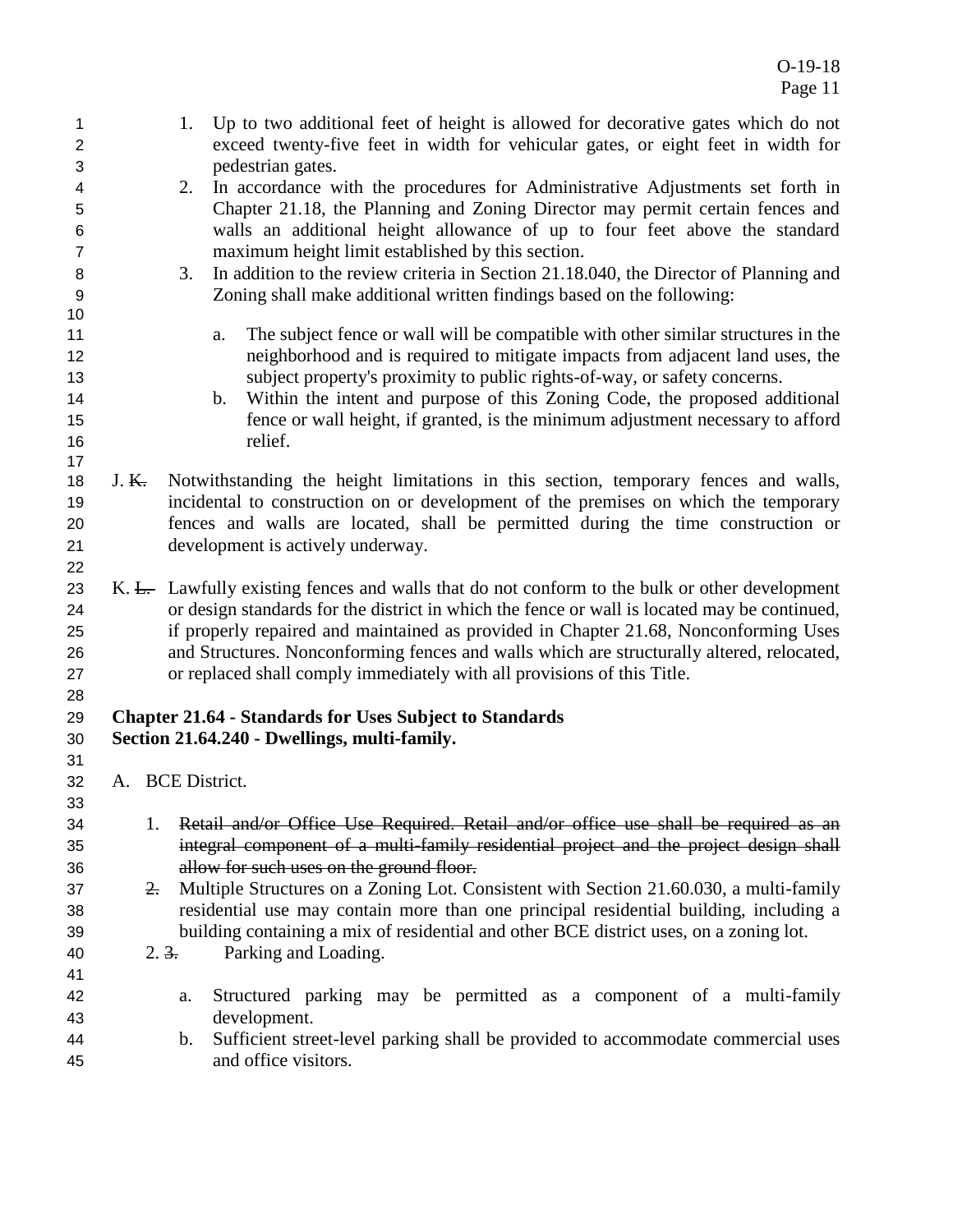1. Up to two additional feet of height is allowed for decorative gates which do not exceed twenty-five feet in width for vehicular gates, or eight feet in width for pedestrian gates.
2. In accordance with the procedures for Administrative Adjustments set forth in Chapter 21.18, the Planning and Zoning Director may permit certain fences and walls an additional height allowance of up to four feet above the standard maximum height limit established by this section.
3. In addition to the review criteria in Section 21.18.040, the Director of Planning and Zoning shall make additional written findings based on the following:

   a. The subject fence or wall will be compatible with other similar structures in the neighborhood and is required to mitigate impacts from adjacent land uses, the subject property's proximity to public rights-of-way, or safety concerns.
   b. Within the intent and purpose of this Zoning Code, the proposed additional fence or wall height, if granted, is the minimum adjustment necessary to afford relief.

J. ~~K.~~ Notwithstanding the height limitations in this section, temporary fences and walls, incidental to construction on or development of the premises on which the temporary fences and walls are located, shall be permitted during the time construction or development is actively underway.

K. ~~L.~~ Lawfully existing fences and walls that do not conform to the bulk or other development or design standards for the district in which the fence or wall is located may be continued, if properly repaired and maintained as provided in Chapter 21.68, Nonconforming Uses and Structures. Nonconforming fences and walls which are structurally altered, relocated, or replaced shall comply immediately with all provisions of this Title.

**Chapter 21.64 - Standards for Uses Subject to Standards**
**Section 21.64.240 - Dwellings, multi-family.**

A. BCE District.

1. ~~Retail and/or Office Use Required. Retail and/or office use shall be required as an integral component of a multi-family residential project and the project design shall allow for such uses on the ground floor.~~

~~2.~~ Multiple Structures on a Zoning Lot. Consistent with Section 21.60.030, a multi-family residential use may contain more than one principal residential building, including a building containing a mix of residential and other BCE district uses, on a zoning lot.

2. ~~3.~~ Parking and Loading.

   a. Structured parking may be permitted as a component of a multi-family development.
   b. Sufficient street-level parking shall be provided to accommodate commercial uses and office visitors.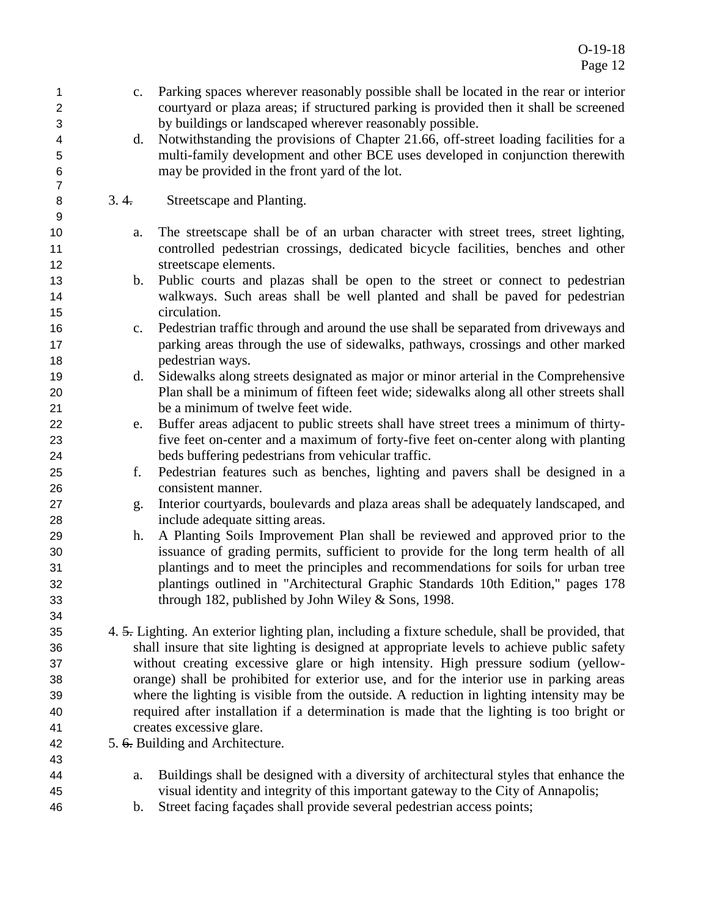c. Parking spaces wherever reasonably possible shall be located in the rear or interior courtyard or plaza areas; if structured parking is provided then it shall be screened by buildings or landscaped wherever reasonably possible.

d. Notwithstanding the provisions of Chapter 21.66, off-street loading facilities for a multi-family development and other BCE uses developed in conjunction therewith may be provided in the front yard of the lot.

3. ~~4.~~ Streetscape and Planting.

a. The streetscape shall be of an urban character with street trees, street lighting, controlled pedestrian crossings, dedicated bicycle facilities, benches and other streetscape elements.

b. Public courts and plazas shall be open to the street or connect to pedestrian walkways. Such areas shall be well planted and shall be paved for pedestrian circulation.

c. Pedestrian traffic through and around the use shall be separated from driveways and parking areas through the use of sidewalks, pathways, crossings and other marked pedestrian ways.

d. Sidewalks along streets designated as major or minor arterial in the Comprehensive Plan shall be a minimum of fifteen feet wide; sidewalks along all other streets shall be a minimum of twelve feet wide.

e. Buffer areas adjacent to public streets shall have street trees a minimum of thirty-five feet on-center and a maximum of forty-five feet on-center along with planting beds buffering pedestrians from vehicular traffic.

f. Pedestrian features such as benches, lighting and pavers shall be designed in a consistent manner.

g. Interior courtyards, boulevards and plaza areas shall be adequately landscaped, and include adequate sitting areas.

h. A Planting Soils Improvement Plan shall be reviewed and approved prior to the issuance of grading permits, sufficient to provide for the long term health of all plantings and to meet the principles and recommendations for soils for urban tree plantings outlined in "Architectural Graphic Standards 10th Edition," pages 178 through 182, published by John Wiley & Sons, 1998.

4. ~~5.~~ Lighting. An exterior lighting plan, including a fixture schedule, shall be provided, that shall insure that site lighting is designed at appropriate levels to achieve public safety without creating excessive glare or high intensity. High pressure sodium (yellow-orange) shall be prohibited for exterior use, and for the interior use in parking areas where the lighting is visible from the outside. A reduction in lighting intensity may be required after installation if a determination is made that the lighting is too bright or creates excessive glare.

5. ~~6.~~ Building and Architecture.

a. Buildings shall be designed with a diversity of architectural styles that enhance the visual identity and integrity of this important gateway to the City of Annapolis;

b. Street facing façades shall provide several pedestrian access points;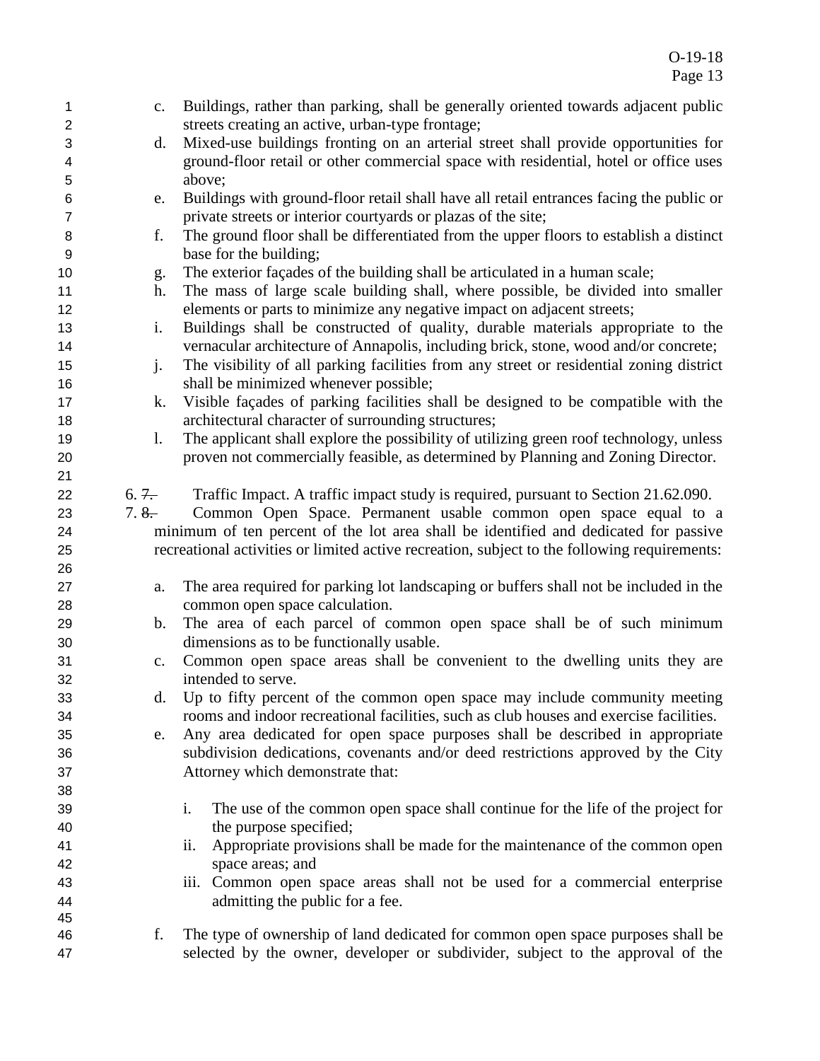c. Buildings, rather than parking, shall be generally oriented towards adjacent public streets creating an active, urban-type frontage;

d. Mixed-use buildings fronting on an arterial street shall provide opportunities for ground-floor retail or other commercial space with residential, hotel or office uses above;

e. Buildings with ground-floor retail shall have all retail entrances facing the public or private streets or interior courtyards or plazas of the site;

f. The ground floor shall be differentiated from the upper floors to establish a distinct base for the building;

g. The exterior façades of the building shall be articulated in a human scale;

h. The mass of large scale building shall, where possible, be divided into smaller elements or parts to minimize any negative impact on adjacent streets;

i. Buildings shall be constructed of quality, durable materials appropriate to the vernacular architecture of Annapolis, including brick, stone, wood and/or concrete;

j. The visibility of all parking facilities from any street or residential zoning district shall be minimized whenever possible;

k. Visible façades of parking facilities shall be designed to be compatible with the architectural character of surrounding structures;

l. The applicant shall explore the possibility of utilizing green roof technology, unless proven not commercially feasible, as determined by Planning and Zoning Director.

6. ~~7.~~ Traffic Impact. A traffic impact study is required, pursuant to Section 21.62.090.

7. ~~8.~~ Common Open Space. Permanent usable common open space equal to a minimum of ten percent of the lot area shall be identified and dedicated for passive recreational activities or limited active recreation, subject to the following requirements:

a. The area required for parking lot landscaping or buffers shall not be included in the common open space calculation.

b. The area of each parcel of common open space shall be of such minimum dimensions as to be functionally usable.

c. Common open space areas shall be convenient to the dwelling units they are intended to serve.

d. Up to fifty percent of the common open space may include community meeting rooms and indoor recreational facilities, such as club houses and exercise facilities.

e. Any area dedicated for open space purposes shall be described in appropriate subdivision dedications, covenants and/or deed restrictions approved by the City Attorney which demonstrate that:

   i. The use of the common open space shall continue for the life of the project for the purpose specified;

   ii. Appropriate provisions shall be made for the maintenance of the common open space areas; and

   iii. Common open space areas shall not be used for a commercial enterprise admitting the public for a fee.

f. The type of ownership of land dedicated for common open space purposes shall be selected by the owner, developer or subdivider, subject to the approval of the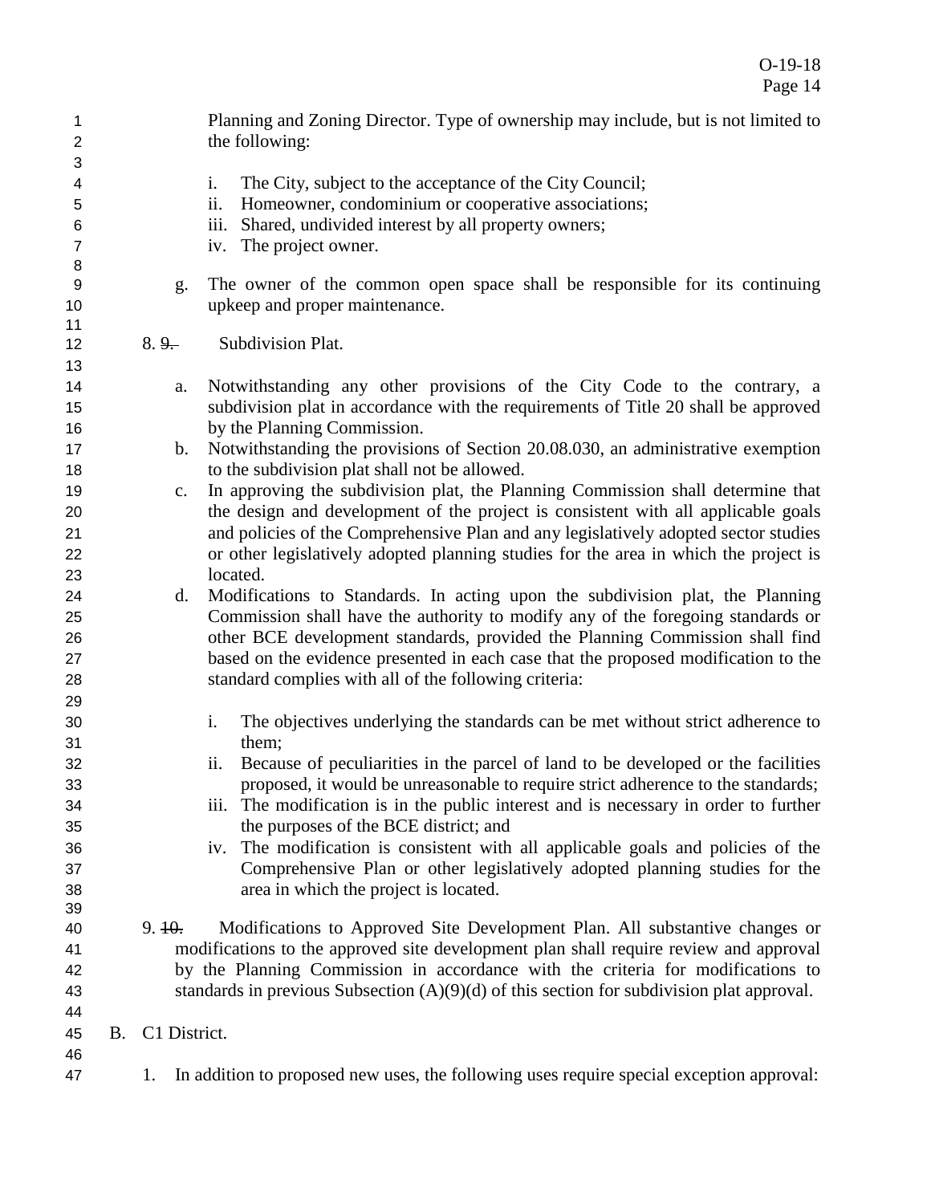Planning and Zoning Director. Type of ownership may include, but is not limited to the following:

i. The City, subject to the acceptance of the City Council;
ii. Homeowner, condominium or cooperative associations;
iii. Shared, undivided interest by all property owners;
iv. The project owner.

g. The owner of the common open space shall be responsible for its continuing upkeep and proper maintenance.

8. ~~9.~~ Subdivision Plat.

a. Notwithstanding any other provisions of the City Code to the contrary, a subdivision plat in accordance with the requirements of Title 20 shall be approved by the Planning Commission.
b. Notwithstanding the provisions of Section 20.08.030, an administrative exemption to the subdivision plat shall not be allowed.
c. In approving the subdivision plat, the Planning Commission shall determine that the design and development of the project is consistent with all applicable goals and policies of the Comprehensive Plan and any legislatively adopted sector studies or other legislatively adopted planning studies for the area in which the project is located.
d. Modifications to Standards. In acting upon the subdivision plat, the Planning Commission shall have the authority to modify any of the foregoing standards or other BCE development standards, provided the Planning Commission shall find based on the evidence presented in each case that the proposed modification to the standard complies with all of the following criteria:

i. The objectives underlying the standards can be met without strict adherence to them;
ii. Because of peculiarities in the parcel of land to be developed or the facilities proposed, it would be unreasonable to require strict adherence to the standards;
iii. The modification is in the public interest and is necessary in order to further the purposes of the BCE district; and
iv. The modification is consistent with all applicable goals and policies of the Comprehensive Plan or other legislatively adopted planning studies for the area in which the project is located.

9. ~~10.~~ Modifications to Approved Site Development Plan. All substantive changes or modifications to the approved site development plan shall require review and approval by the Planning Commission in accordance with the criteria for modifications to standards in previous Subsection (A)(9)(d) of this section for subdivision plat approval.

B. C1 District.

1. In addition to proposed new uses, the following uses require special exception approval: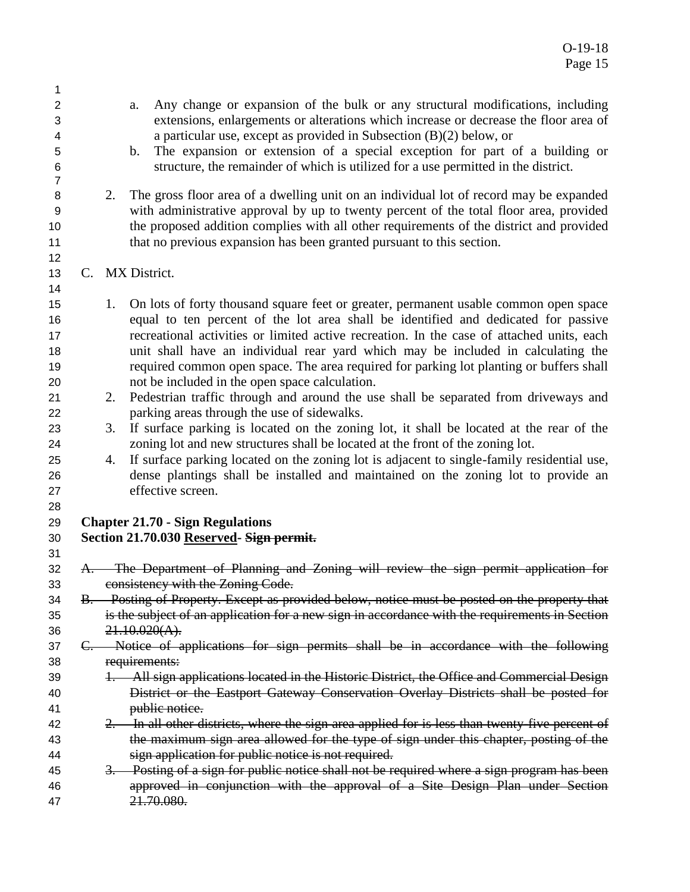a. Any change or expansion of the bulk or any structural modifications, including extensions, enlargements or alterations which increase or decrease the floor area of a particular use, except as provided in Subsection (B)(2) below, or
b. The expansion or extension of a special exception for part of a building or structure, the remainder of which is utilized for a use permitted in the district.

2. The gross floor area of a dwelling unit on an individual lot of record may be expanded with administrative approval by up to twenty percent of the total floor area, provided the proposed addition complies with all other requirements of the district and provided that no previous expansion has been granted pursuant to this section.

C. MX District.

1. On lots of forty thousand square feet or greater, permanent usable common open space equal to ten percent of the lot area shall be identified and dedicated for passive recreational activities or limited active recreation. In the case of attached units, each unit shall have an individual rear yard which may be included in calculating the required common open space. The area required for parking lot planting or buffers shall not be included in the open space calculation.
2. Pedestrian traffic through and around the use shall be separated from driveways and parking areas through the use of sidewalks.
3. If surface parking is located on the zoning lot, it shall be located at the rear of the zoning lot and new structures shall be located at the front of the zoning lot.
4. If surface parking located on the zoning lot is adjacent to single-family residential use, dense plantings shall be installed and maintained on the zoning lot to provide an effective screen.

**Chapter 21.70 - Sign Regulations**
**Section 21.70.030 <u>Reserved</u>- ~~Sign permit.~~**

~~A. The Department of Planning and Zoning will review the sign permit application for consistency with the Zoning Code.~~
~~B. Posting of Property. Except as provided below, notice must be posted on the property that is the subject of an application for a new sign in accordance with the requirements in Section 21.10.020(A).~~
~~C. Notice of applications for sign permits shall be in accordance with the following requirements:~~
~~1. All sign applications located in the Historic District, the Office and Commercial Design District or the Eastport Gateway Conservation Overlay Districts shall be posted for public notice.~~
~~2. In all other districts, where the sign area applied for is less than twenty-five percent of the maximum sign area allowed for the type of sign under this chapter, posting of the sign application for public notice is not required.~~
~~3. Posting of a sign for public notice shall not be required where a sign program has been approved in conjunction with the approval of a Site Design Plan under Section 21.70.080.~~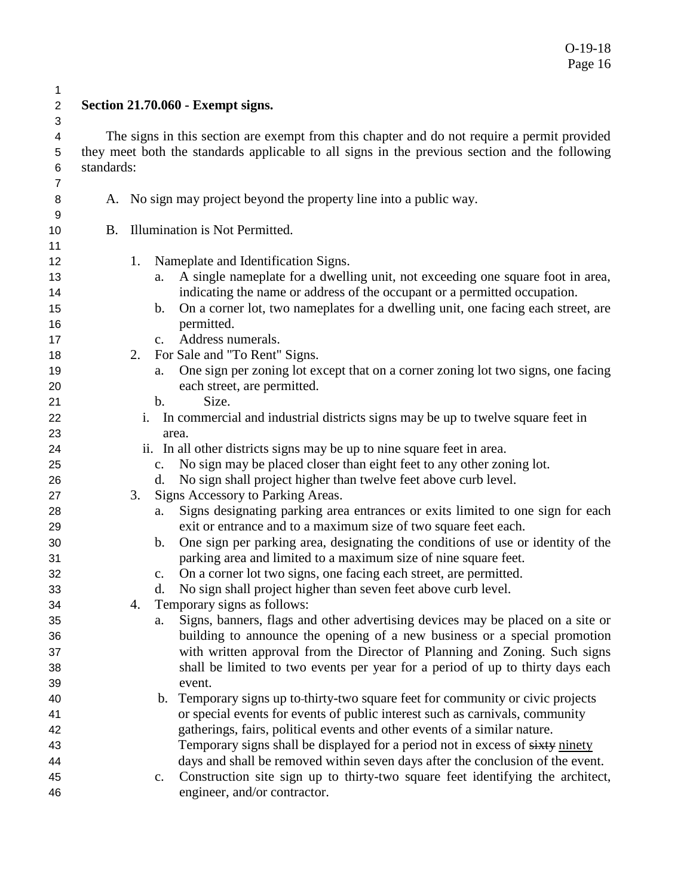## Section 21.70.060 - Exempt signs.

The signs in this section are exempt from this chapter and do not require a permit provided they meet both the standards applicable to all signs in the previous section and the following standards:

A. No sign may project beyond the property line into a public way.

B. Illumination is Not Permitted.

1. Nameplate and Identification Signs.
   a. A single nameplate for a dwelling unit, not exceeding one square foot in area, indicating the name or address of the occupant or a permitted occupation.
   b. On a corner lot, two nameplates for a dwelling unit, one facing each street, are permitted.
   c. Address numerals.
2. For Sale and "To Rent" Signs.
   a. One sign per zoning lot except that on a corner zoning lot two signs, one facing each street, are permitted.
   b. Size.
      i. In commercial and industrial districts signs may be up to twelve square feet in area.
      ii. In all other districts signs may be up to nine square feet in area.
   c. No sign may be placed closer than eight feet to any other zoning lot.
   d. No sign shall project higher than twelve feet above curb level.
3. Signs Accessory to Parking Areas.
   a. Signs designating parking area entrances or exits limited to one sign for each exit or entrance and to a maximum size of two square feet each.
   b. One sign per parking area, designating the conditions of use or identity of the parking area and limited to a maximum size of nine square feet.
   c. On a corner lot two signs, one facing each street, are permitted.
   d. No sign shall project higher than seven feet above curb level.
4. Temporary signs as follows:
   a. Signs, banners, flags and other advertising devices may be placed on a site or building to announce the opening of a new business or a special promotion with written approval from the Director of Planning and Zoning. Such signs shall be limited to two events per year for a period of up to thirty days each event.
   b. Temporary signs up to thirty-two square feet for community or civic projects or special events for events of public interest such as carnivals, community gatherings, fairs, political events and other events of a similar nature. Temporary signs shall be displayed for a period not in excess of ~~sixty~~ <u>ninety</u> days and shall be removed within seven days after the conclusion of the event.
   c. Construction site sign up to thirty-two square feet identifying the architect, engineer, and/or contractor.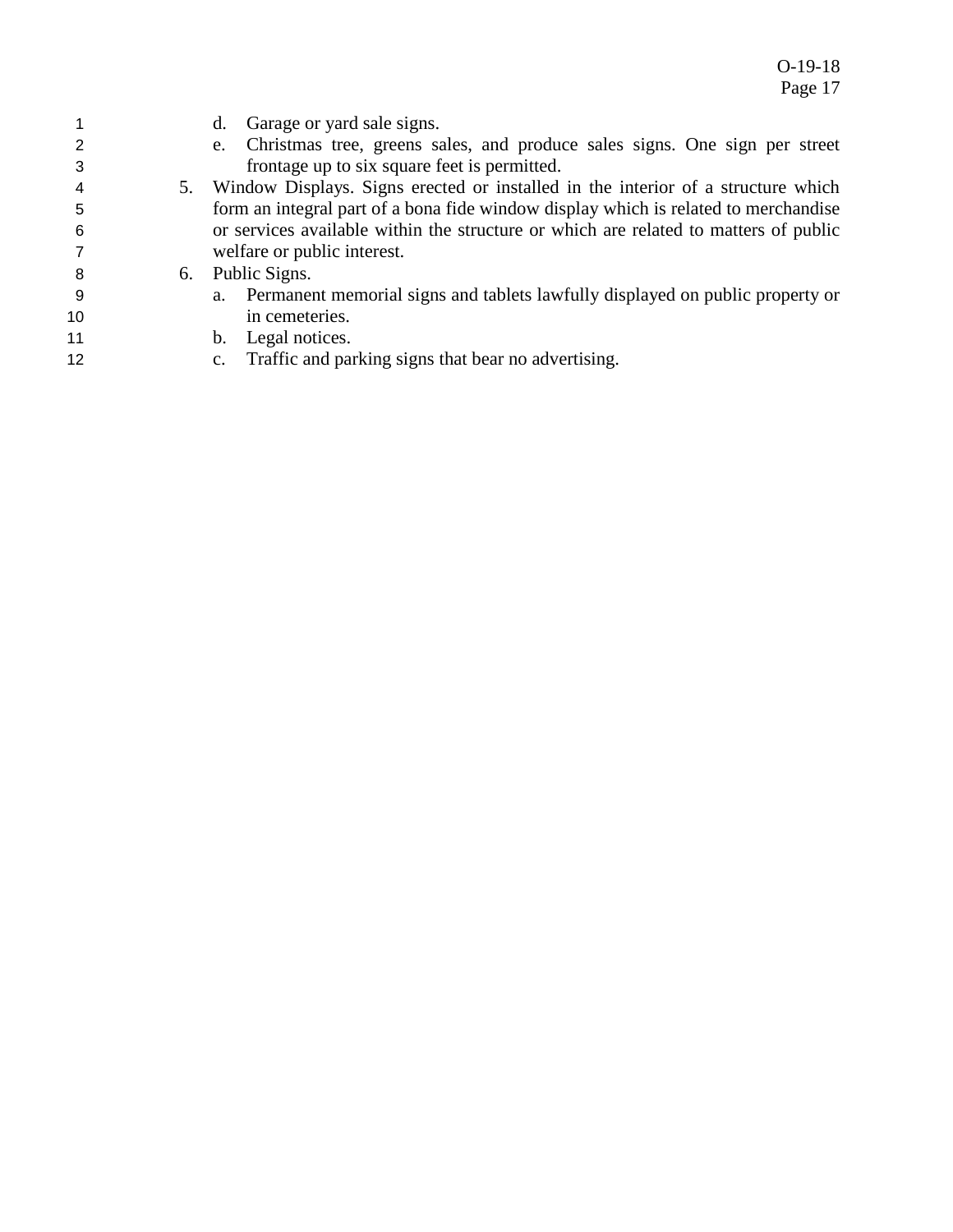d. Garage or yard sale signs.
e. Christmas tree, greens sales, and produce sales signs. One sign per street frontage up to six square feet is permitted.

5. Window Displays. Signs erected or installed in the interior of a structure which form an integral part of a bona fide window display which is related to merchandise or services available within the structure or which are related to matters of public welfare or public interest.
6. Public Signs.
   a. Permanent memorial signs and tablets lawfully displayed on public property or in cemeteries.
   b. Legal notices.
   c. Traffic and parking signs that bear no advertising.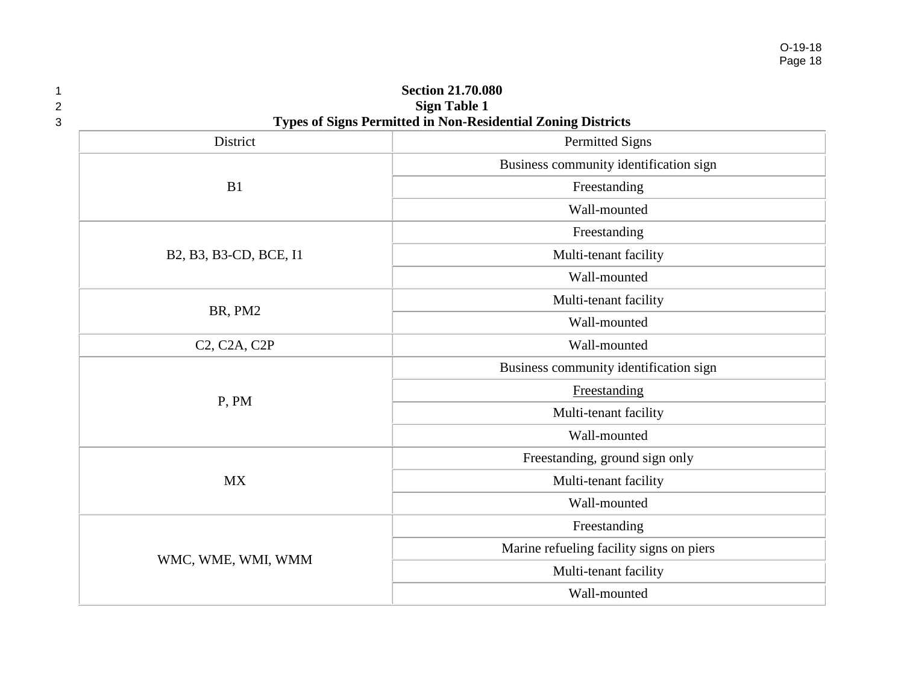**Section 21.70.080**
**Sign Table 1**
**Types of Signs Permitted in Non-Residential Zoning Districts**

| District | Permitted Signs |
|---|---|
| B1 | Business community identification sign |
| | Freestanding |
| | Wall-mounted |
| B2, B3, B3-CD, BCE, I1 | Freestanding |
| | Multi-tenant facility |
| | Wall-mounted |
| BR, PM2 | Multi-tenant facility |
| | Wall-mounted |
| C2, C2A, C2P | Wall-mounted |
| P, PM | Business community identification sign |
| | <u>Freestanding</u> |
| | Multi-tenant facility |
| | Wall-mounted |
| MX | Freestanding, ground sign only |
| | Multi-tenant facility |
| | Wall-mounted |
| WMC, WME, WMI, WMM | Freestanding |
| | Marine refueling facility signs on piers |
| | Multi-tenant facility |
| | Wall-mounted |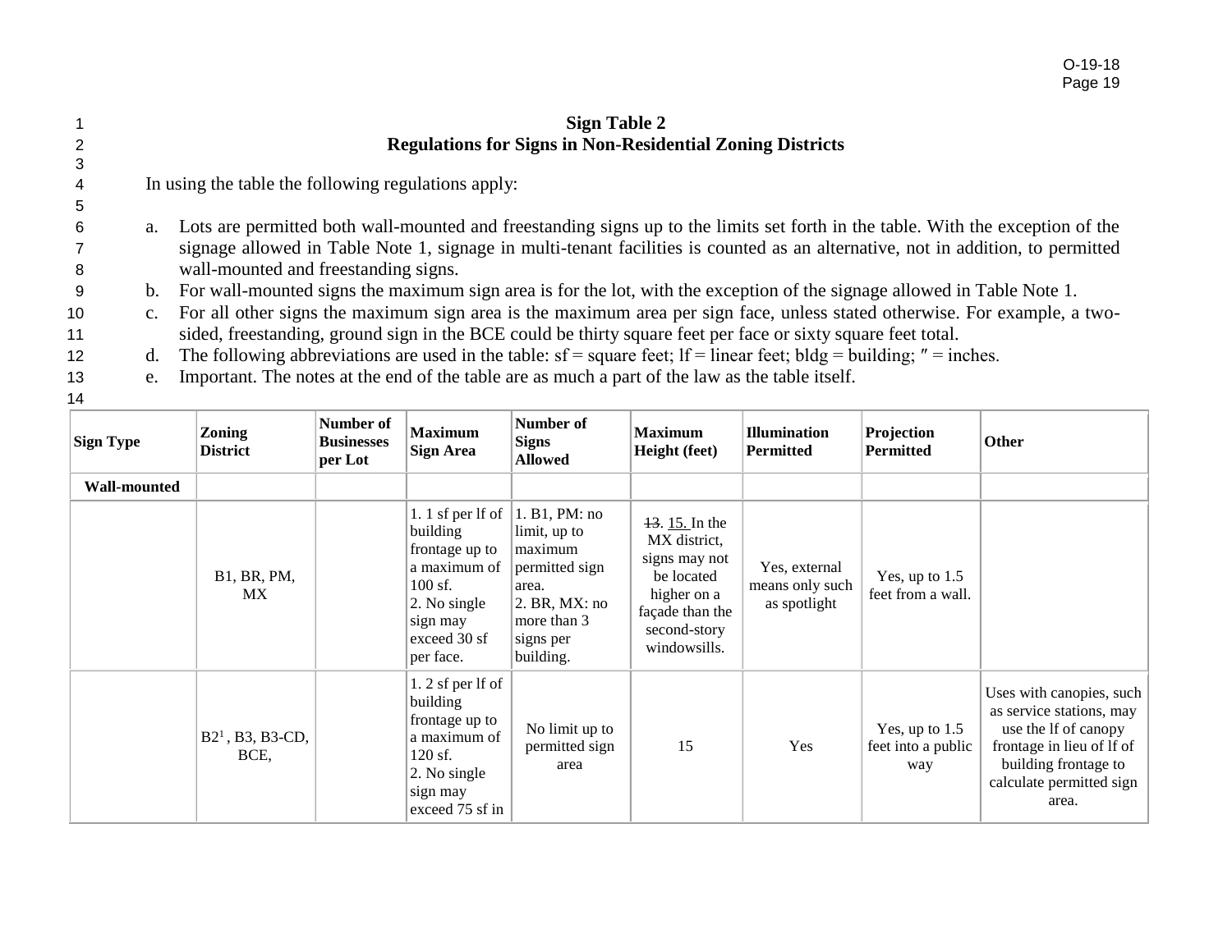## Sign Table 2
## Regulations for Signs in Non-Residential Zoning Districts

In using the table the following regulations apply:

a. Lots are permitted both wall-mounted and freestanding signs up to the limits set forth in the table. With the exception of the signage allowed in Table Note 1, signage in multi-tenant facilities is counted as an alternative, not in addition, to permitted wall-mounted and freestanding signs.
b. For wall-mounted signs the maximum sign area is for the lot, with the exception of the signage allowed in Table Note 1.
c. For all other signs the maximum sign area is the maximum area per sign face, unless stated otherwise. For example, a two-sided, freestanding, ground sign in the BCE could be thirty square feet per face or sixty square feet total.
d. The following abbreviations are used in the table: sf = square feet; lf = linear feet; bldg = building; ″ = inches.
e. Important. The notes at the end of the table are as much a part of the law as the table itself.

| Sign Type | Zoning District | Number of Businesses per Lot | Maximum Sign Area | Number of Signs Allowed | Maximum Height (feet) | Illumination Permitted | Projection Permitted | Other |
|---|---|---|---|---|---|---|---|---|
| **Wall-mounted** | | | | | | | | |
| | B1, BR, PM, MX | | 1. 1 sf per lf of building frontage up to a maximum of 100 sf. 2. No single sign may exceed 30 sf per face. | 1. B1, PM: no limit, up to maximum permitted sign area. 2. BR, MX: no more than 3 signs per building. | ~~13~~. 15. In the MX district, signs may not be located higher on a façade than the second-story windowsills. | Yes, external means only such as spotlight | Yes, up to 1.5 feet from a wall. | |
| | B2[1], B3, B3-CD, BCE, | | 1. 2 sf per lf of building frontage up to a maximum of 120 sf. 2. No single sign may exceed 75 sf in | No limit up to permitted sign area | 15 | Yes | Yes, up to 1.5 feet into a public way | Uses with canopies, such as service stations, may use the lf of canopy frontage in lieu of lf of building frontage to calculate permitted sign area. |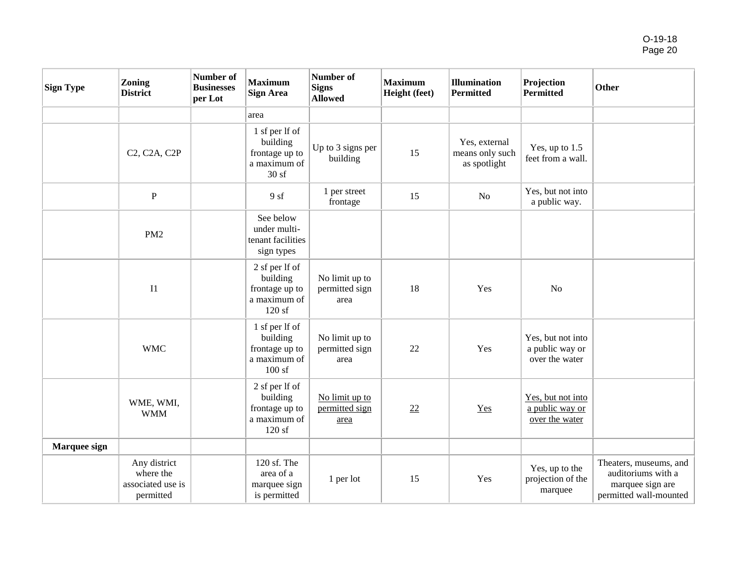| Sign Type | Zoning District | Number of Businesses per Lot | Maximum Sign Area | Number of Signs Allowed | Maximum Height (feet) | Illumination Permitted | Projection Permitted | Other |
|---|---|---|---|---|---|---|---|---|
| | | | area | | | | | |
| | C2, C2A, C2P | | 1 sf per lf of building frontage up to a maximum of 30 sf | Up to 3 signs per building | 15 | Yes, external means only such as spotlight | Yes, up to 1.5 feet from a wall. | |
| | P | | 9 sf | 1 per street frontage | 15 | No | Yes, but not into a public way. | |
| | PM2 | | See below under multi-tenant facilities sign types | | | | | |
| | I1 | | 2 sf per lf of building frontage up to a maximum of 120 sf | No limit up to permitted sign area | 18 | Yes | No | |
| | WMC | | 1 sf per lf of building frontage up to a maximum of 100 sf | No limit up to permitted sign area | 22 | Yes | Yes, but not into a public way or over the water | |
| | WME, WMI, WMM | | 2 sf per lf of building frontage up to a maximum of 120 sf | <u>No limit up to permitted sign area</u> | <u>22</u> | <u>Yes</u> | <u>Yes, but not into a public way or over the water</u> | |
| **Marquee sign** | | | | | | | | |
| | Any district where the associated use is permitted | | 120 sf. The area of a marquee sign is permitted | 1 per lot | 15 | Yes | Yes, up to the projection of the marquee | Theaters, museums, and auditoriums with a marquee sign are permitted wall-mounted |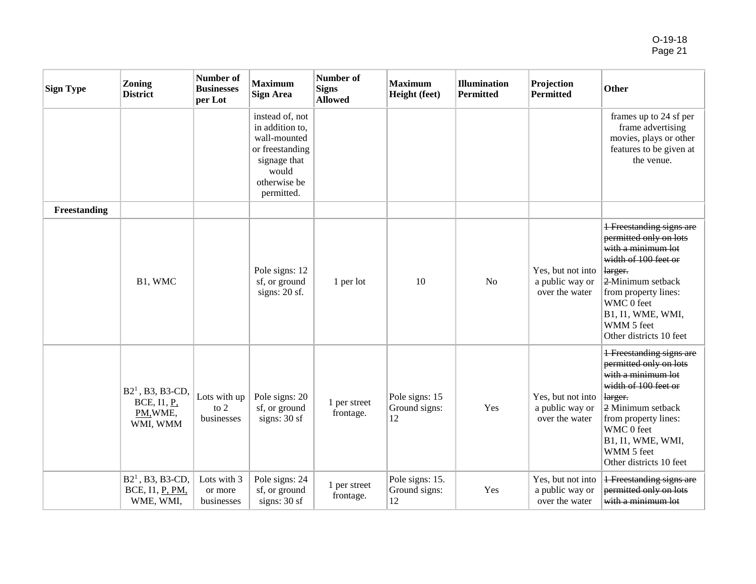| Sign Type | Zoning District | Number of Businesses per Lot | Maximum Sign Area | Number of Signs Allowed | Maximum Height (feet) | Illumination Permitted | Projection Permitted | Other |
|---|---|---|---|---|---|---|---|---|
| | | | instead of, not in addition to, wall-mounted or freestanding signage that would otherwise be permitted. | | | | | frames up to 24 sf per frame advertising movies, plays or other features to be given at the venue. |
| **Freestanding** | | | | | | | | |
| | B1, WMC | | Pole signs: 12 sf, or ground signs: 20 sf. | 1 per lot | 10 | No | Yes, but not into a public way or over the water | ~~1 Freestanding signs are permitted only on lots with a minimum lot width of 100 feet or larger.~~ ~~2~~ Minimum setback from property lines: WMC 0 feet B1, I1, WME, WMI, WMM 5 feet Other districts 10 feet |
| | B2[1], B3, B3-CD, BCE, I1, <u>P, PM,</u>WME, WMI, WMM | Lots with up to 2 businesses | Pole signs: 20 sf, or ground signs: 30 sf | 1 per street frontage. | Pole signs: 15 Ground signs: 12 | Yes | Yes, but not into a public way or over the water | ~~1 Freestanding signs are permitted only on lots with a minimum lot width of 100 feet or larger.~~ ~~2~~ Minimum setback from property lines: WMC 0 feet B1, I1, WME, WMI, WMM 5 feet Other districts 10 feet |
| | B2[1], B3, B3-CD, BCE, I1, <u>P, PM,</u> WME, WMI, | Lots with 3 or more businesses | Pole signs: 24 sf, or ground signs: 30 sf | 1 per street frontage. | Pole signs: 15. Ground signs: 12 | Yes | Yes, but not into a public way or over the water | ~~1 Freestanding signs are permitted only on lots with a minimum lot~~ |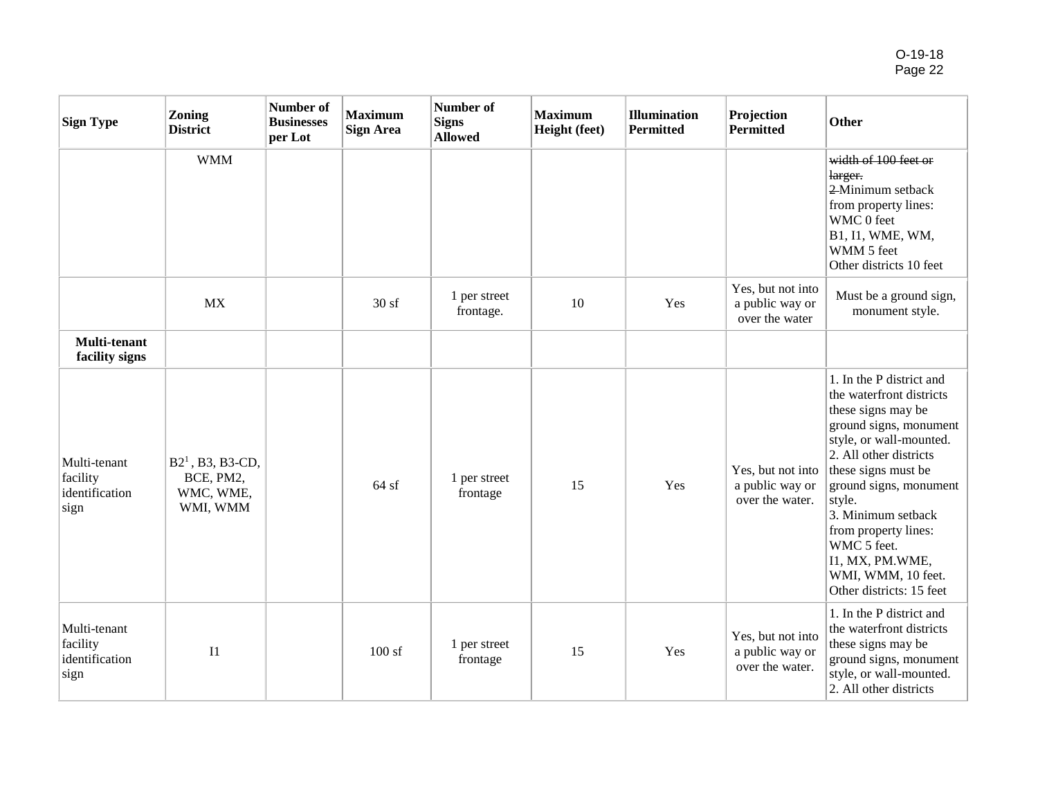| Sign Type | Zoning District | Number of Businesses per Lot | Maximum Sign Area | Number of Signs Allowed | Maximum Height (feet) | Illumination Permitted | Projection Permitted | Other |
|---|---|---|---|---|---|---|---|---|
| | WMM | | | | | | | ~~width of 100 feet or larger.~~<br>~~2~~ Minimum setback from property lines:<br>WMC 0 feet<br>B1, I1, WME, WM, WMM 5 feet<br>Other districts 10 feet |
| | MX | | 30 sf | 1 per street frontage. | 10 | Yes | Yes, but not into a public way or over the water | Must be a ground sign, monument style. |
| **Multi-tenant facility signs** | | | | | | | | |
| Multi-tenant facility identification sign | B2[1] , B3, B3-CD, BCE, PM2, WMC, WME, WMI, WMM | | 64 sf | 1 per street frontage | 15 | Yes | Yes, but not into a public way or over the water. | 1. In the P district and the waterfront districts these signs may be ground signs, monument style, or wall-mounted.<br>2. All other districts these signs must be ground signs, monument style.<br>3. Minimum setback from property lines:<br>WMC 5 feet.<br>I1, MX, PM.WME, WMI, WMM, 10 feet.<br>Other districts: 15 feet |
| Multi-tenant facility identification sign | I1 | | 100 sf | 1 per street frontage | 15 | Yes | Yes, but not into a public way or over the water. | 1. In the P district and the waterfront districts these signs may be ground signs, monument style, or wall-mounted.<br>2. All other districts |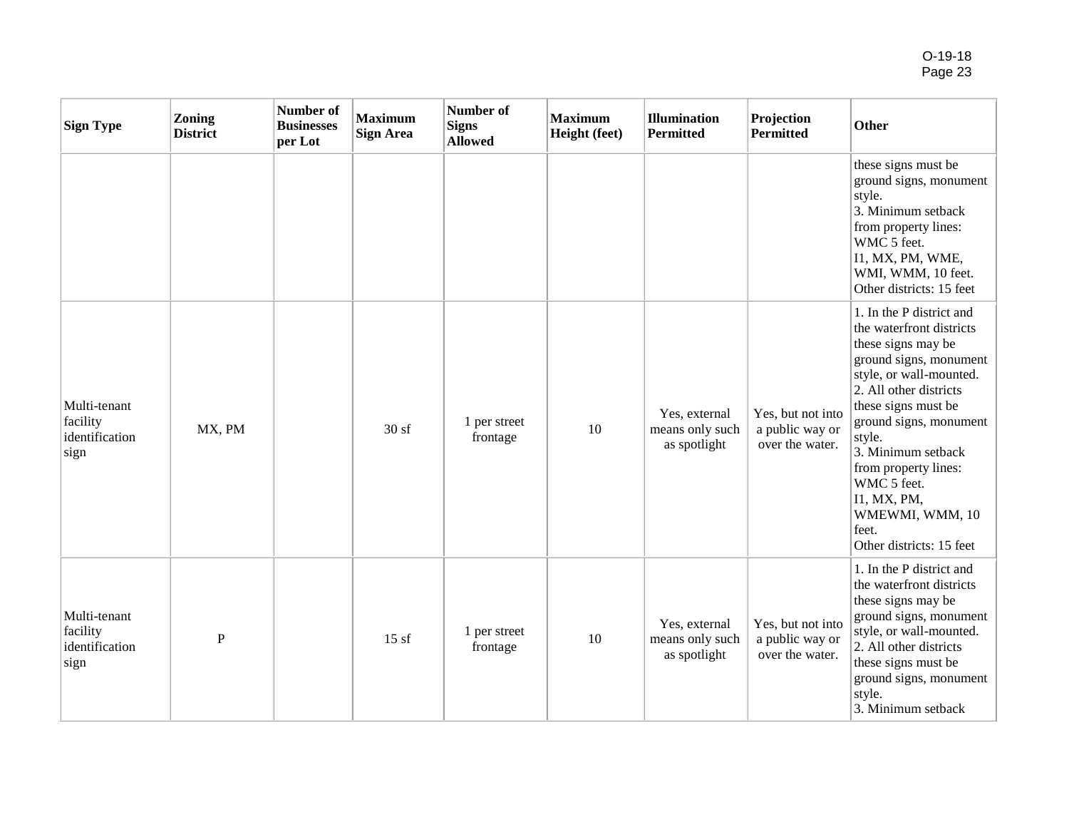| Sign Type | Zoning District | Number of Businesses per Lot | Maximum Sign Area | Number of Signs Allowed | Maximum Height (feet) | Illumination Permitted | Projection Permitted | Other |
|---|---|---|---|---|---|---|---|---|
| | | | | | | | | these signs must be ground signs, monument style.<br>3. Minimum setback from property lines:<br>WMC 5 feet.<br>I1, MX, PM, WME, WMI, WMM, 10 feet.<br>Other districts: 15 feet |
| Multi-tenant facility identification sign | MX, PM | | 30 sf | 1 per street frontage | 10 | Yes, external means only such as spotlight | Yes, but not into a public way or over the water. | 1. In the P district and the waterfront districts these signs may be ground signs, monument style, or wall-mounted.<br>2. All other districts these signs must be ground signs, monument style.<br>3. Minimum setback from property lines:<br>WMC 5 feet.<br>I1, MX, PM, WMEWMI, WMM, 10 feet.<br>Other districts: 15 feet |
| Multi-tenant facility identification sign | P | | 15 sf | 1 per street frontage | 10 | Yes, external means only such as spotlight | Yes, but not into a public way or over the water. | 1. In the P district and the waterfront districts these signs may be ground signs, monument style, or wall-mounted.<br>2. All other districts these signs must be ground signs, monument style.<br>3. Minimum setback |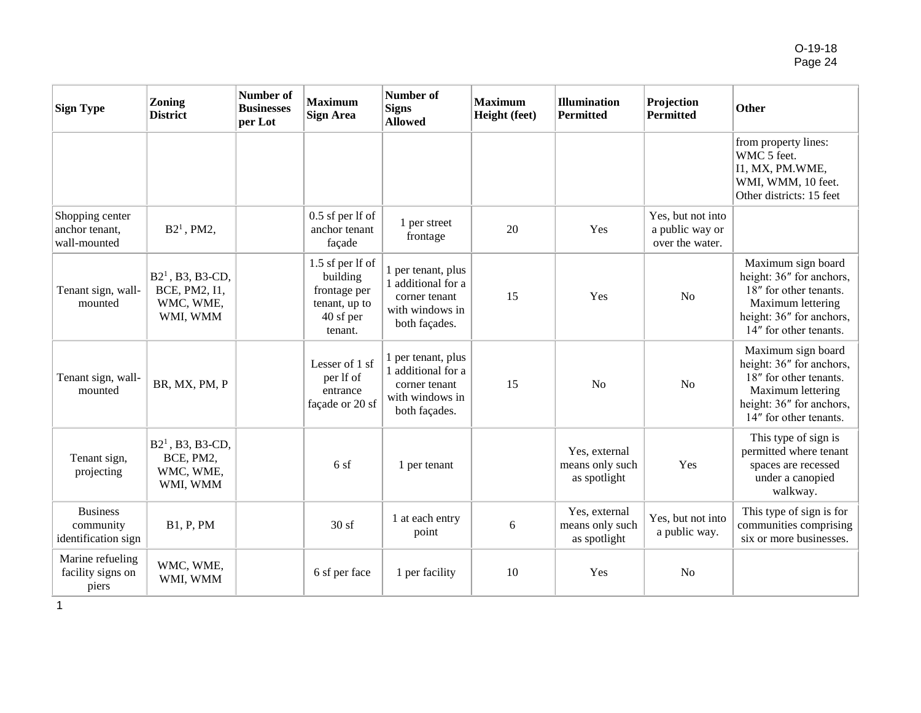| Sign Type | Zoning District | Number of Businesses per Lot | Maximum Sign Area | Number of Signs Allowed | Maximum Height (feet) | Illumination Permitted | Projection Permitted | Other |
|---|---|---|---|---|---|---|---|---|
| | | | | | | | | from property lines: WMC 5 feet. I1, MX, PM.WME, WMI, WMM, 10 feet. Other districts: 15 feet |
| Shopping center anchor tenant, wall-mounted | B2[1], PM2, | | 0.5 sf per lf of anchor tenant façade | 1 per street frontage | 20 | Yes | Yes, but not into a public way or over the water. | |
| Tenant sign, wall-mounted | B2[1], B3, B3-CD, BCE, PM2, I1, WMC, WME, WMI, WMM | | 1.5 sf per lf of building frontage per tenant, up to 40 sf per tenant. | 1 per tenant, plus 1 additional for a corner tenant with windows in both façades. | 15 | Yes | No | Maximum sign board height: 36″ for anchors, 18″ for other tenants. Maximum lettering height: 36″ for anchors, 14″ for other tenants. |
| Tenant sign, wall-mounted | BR, MX, PM, P | | Lesser of 1 sf per lf of entrance façade or 20 sf | 1 per tenant, plus 1 additional for a corner tenant with windows in both façades. | 15 | No | No | Maximum sign board height: 36″ for anchors, 18″ for other tenants. Maximum lettering height: 36″ for anchors, 14″ for other tenants. |
| Tenant sign, projecting | B2[1], B3, B3-CD, BCE, PM2, WMC, WME, WMI, WMM | | 6 sf | 1 per tenant | | Yes, external means only such as spotlight | Yes | This type of sign is permitted where tenant spaces are recessed under a canopied walkway. |
| Business community identification sign | B1, P, PM | | 30 sf | 1 at each entry point | 6 | Yes, external means only such as spotlight | Yes, but not into a public way. | This type of sign is for communities comprising six or more businesses. |
| Marine refueling facility signs on piers | WMC, WME, WMI, WMM | | 6 sf per face | 1 per facility | 10 | Yes | No | |

1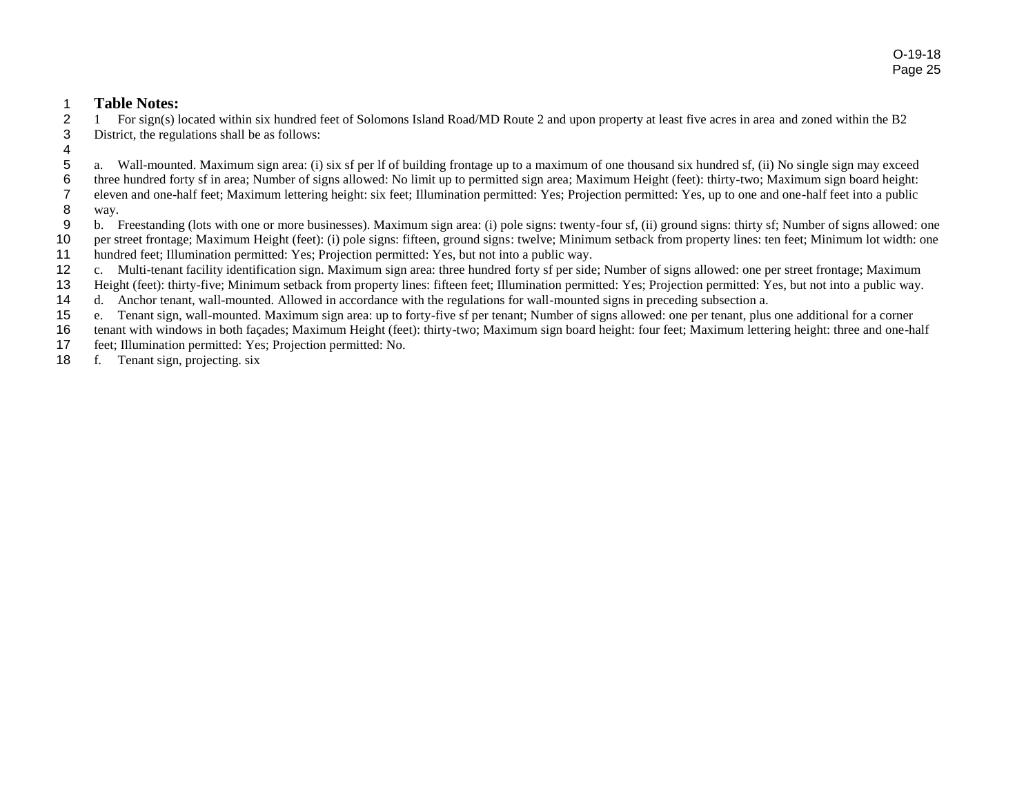**Table Notes:**

1 For sign(s) located within six hundred feet of Solomons Island Road/MD Route 2 and upon property at least five acres in area and zoned within the B2 District, the regulations shall be as follows:

a. Wall-mounted. Maximum sign area: (i) six sf per lf of building frontage up to a maximum of one thousand six hundred sf, (ii) No single sign may exceed three hundred forty sf in area; Number of signs allowed: No limit up to permitted sign area; Maximum Height (feet): thirty-two; Maximum sign board height: eleven and one-half feet; Maximum lettering height: six feet; Illumination permitted: Yes; Projection permitted: Yes, up to one and one-half feet into a public way.

b. Freestanding (lots with one or more businesses). Maximum sign area: (i) pole signs: twenty-four sf, (ii) ground signs: thirty sf; Number of signs allowed: one per street frontage; Maximum Height (feet): (i) pole signs: fifteen, ground signs: twelve; Minimum setback from property lines: ten feet; Minimum lot width: one hundred feet; Illumination permitted: Yes; Projection permitted: Yes, but not into a public way.

c. Multi-tenant facility identification sign. Maximum sign area: three hundred forty sf per side; Number of signs allowed: one per street frontage; Maximum Height (feet): thirty-five; Minimum setback from property lines: fifteen feet; Illumination permitted: Yes; Projection permitted: Yes, but not into a public way.

d. Anchor tenant, wall-mounted. Allowed in accordance with the regulations for wall-mounted signs in preceding subsection a.

e. Tenant sign, wall-mounted. Maximum sign area: up to forty-five sf per tenant; Number of signs allowed: one per tenant, plus one additional for a corner tenant with windows in both façades; Maximum Height (feet): thirty-two; Maximum sign board height: four feet; Maximum lettering height: three and one-half feet; Illumination permitted: Yes; Projection permitted: No.

f. Tenant sign, projecting. six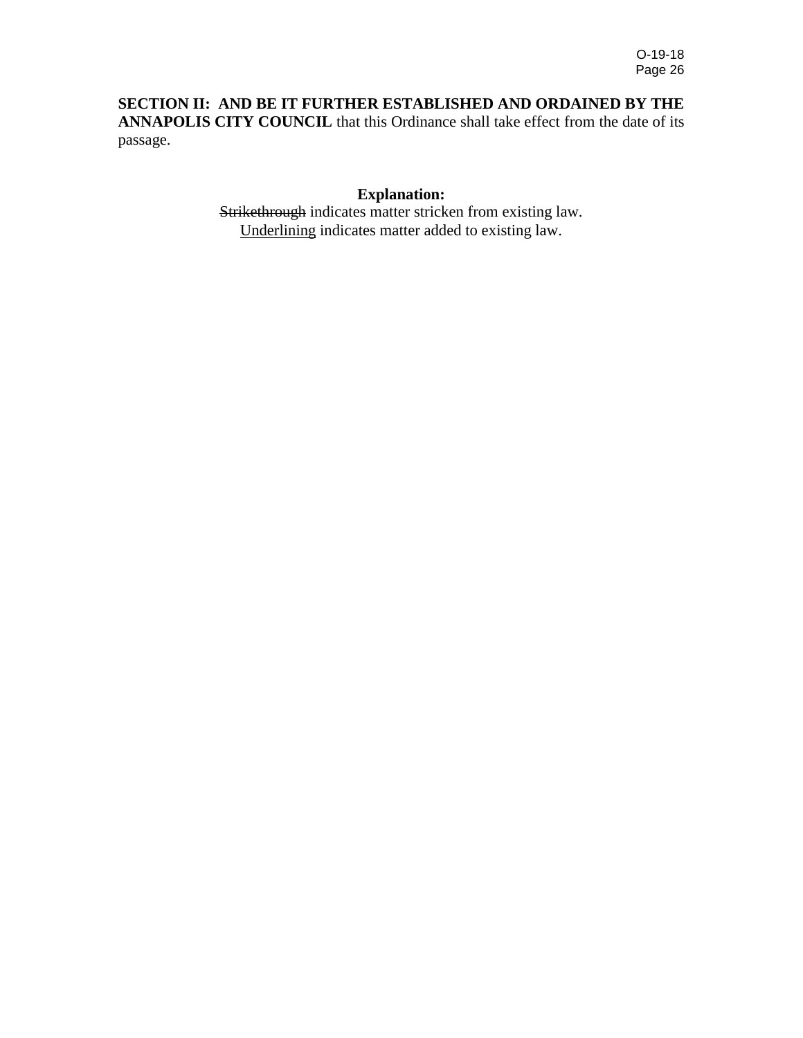**SECTION II: AND BE IT FURTHER ESTABLISHED AND ORDAINED BY THE ANNAPOLIS CITY COUNCIL** that this Ordinance shall take effect from the date of its passage.

**Explanation:**

~~Strikethrough~~ indicates matter stricken from existing law.

<u>Underlining</u> indicates matter added to existing law.